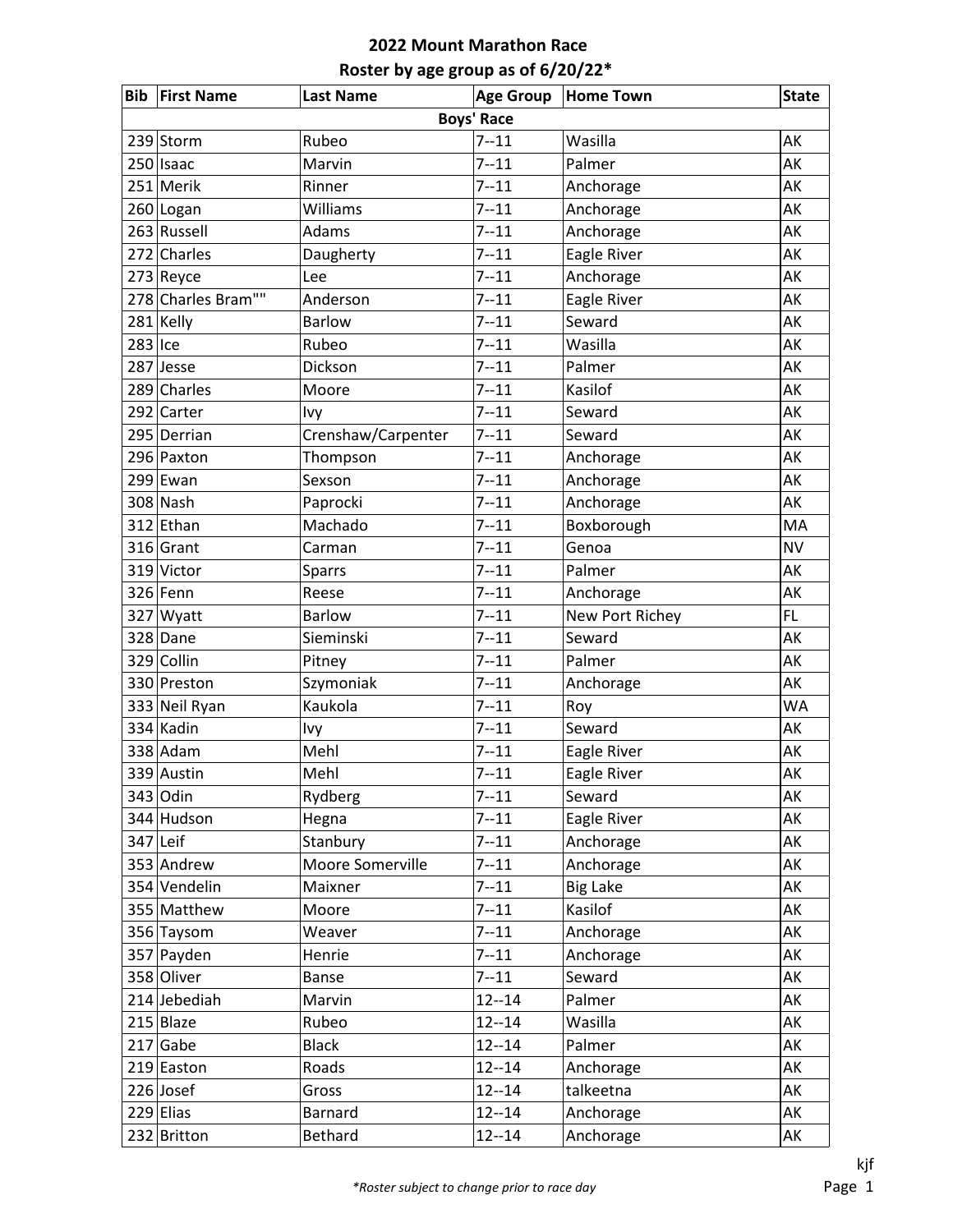# 2022 Mount Marathon Race

## Roster by age group as of 6/20/22*

| Bib | First Name | Last Name | Age Group | Home Town | State |
|---|---|---|---|---|---|
| **Boys' Race** | | | | | |
| 239 | Storm | Rubeo | 7--11 | Wasilla | AK |
| 250 | Isaac | Marvin | 7--11 | Palmer | AK |
| 251 | Merik | Rinner | 7--11 | Anchorage | AK |
| 260 | Logan | Williams | 7--11 | Anchorage | AK |
| 263 | Russell | Adams | 7--11 | Anchorage | AK |
| 272 | Charles | Daugherty | 7--11 | Eagle River | AK |
| 273 | Reyce | Lee | 7--11 | Anchorage | AK |
| 278 | Charles Bram"" | Anderson | 7--11 | Eagle River | AK |
| 281 | Kelly | Barlow | 7--11 | Seward | AK |
| 283 | Ice | Rubeo | 7--11 | Wasilla | AK |
| 287 | Jesse | Dickson | 7--11 | Palmer | AK |
| 289 | Charles | Moore | 7--11 | Kasilof | AK |
| 292 | Carter | Ivy | 7--11 | Seward | AK |
| 295 | Derrian | Crenshaw/Carpenter | 7--11 | Seward | AK |
| 296 | Paxton | Thompson | 7--11 | Anchorage | AK |
| 299 | Ewan | Sexson | 7--11 | Anchorage | AK |
| 308 | Nash | Paprocki | 7--11 | Anchorage | AK |
| 312 | Ethan | Machado | 7--11 | Boxborough | MA |
| 316 | Grant | Carman | 7--11 | Genoa | NV |
| 319 | Victor | Sparrs | 7--11 | Palmer | AK |
| 326 | Fenn | Reese | 7--11 | Anchorage | AK |
| 327 | Wyatt | Barlow | 7--11 | New Port Richey | FL |
| 328 | Dane | Sieminski | 7--11 | Seward | AK |
| 329 | Collin | Pitney | 7--11 | Palmer | AK |
| 330 | Preston | Szymoniak | 7--11 | Anchorage | AK |
| 333 | Neil Ryan | Kaukola | 7--11 | Roy | WA |
| 334 | Kadin | Ivy | 7--11 | Seward | AK |
| 338 | Adam | Mehl | 7--11 | Eagle River | AK |
| 339 | Austin | Mehl | 7--11 | Eagle River | AK |
| 343 | Odin | Rydberg | 7--11 | Seward | AK |
| 344 | Hudson | Hegna | 7--11 | Eagle River | AK |
| 347 | Leif | Stanbury | 7--11 | Anchorage | AK |
| 353 | Andrew | Moore Somerville | 7--11 | Anchorage | AK |
| 354 | Vendelin | Maixner | 7--11 | Big Lake | AK |
| 355 | Matthew | Moore | 7--11 | Kasilof | AK |
| 356 | Taysom | Weaver | 7--11 | Anchorage | AK |
| 357 | Payden | Henrie | 7--11 | Anchorage | AK |
| 358 | Oliver | Banse | 7--11 | Seward | AK |
| 214 | Jebediah | Marvin | 12--14 | Palmer | AK |
| 215 | Blaze | Rubeo | 12--14 | Wasilla | AK |
| 217 | Gabe | Black | 12--14 | Palmer | AK |
| 219 | Easton | Roads | 12--14 | Anchorage | AK |
| 226 | Josef | Gross | 12--14 | talkeetna | AK |
| 229 | Elias | Barnard | 12--14 | Anchorage | AK |
| 232 | Britton | Bethard | 12--14 | Anchorage | AK |

kjf

*Roster subject to change prior to race day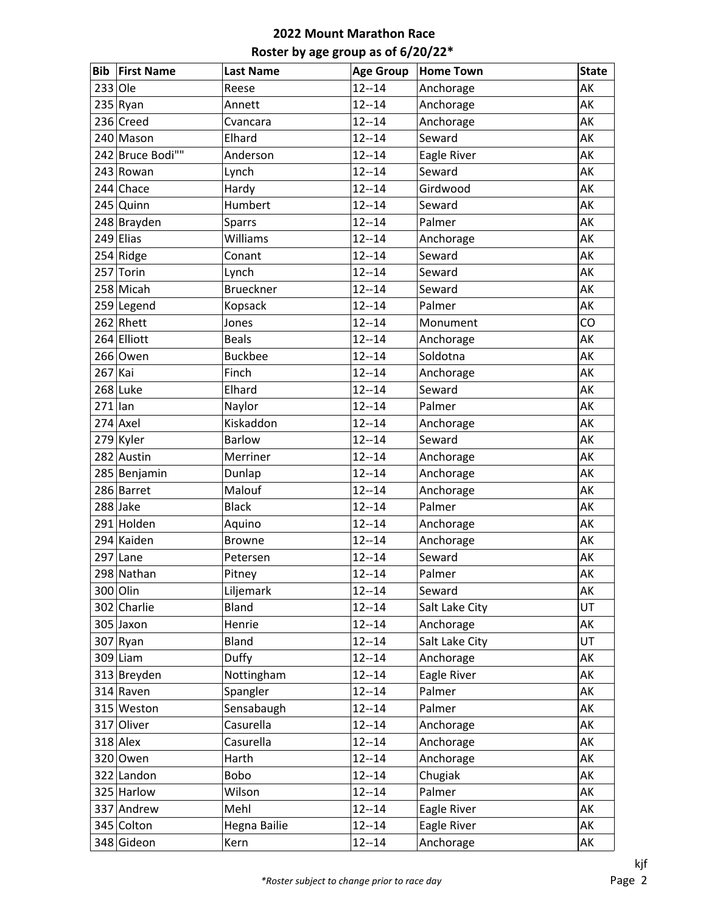# 2022 Mount Marathon Race

## Roster by age group as of 6/20/22*

| Bib | First Name | Last Name | Age Group | Home Town | State |
|---|---|---|---|---|---|
| 233 | Ole | Reese | 12--14 | Anchorage | AK |
| 235 | Ryan | Annett | 12--14 | Anchorage | AK |
| 236 | Creed | Cvancara | 12--14 | Anchorage | AK |
| 240 | Mason | Elhard | 12--14 | Seward | AK |
| 242 | Bruce Bodi"" | Anderson | 12--14 | Eagle River | AK |
| 243 | Rowan | Lynch | 12--14 | Seward | AK |
| 244 | Chace | Hardy | 12--14 | Girdwood | AK |
| 245 | Quinn | Humbert | 12--14 | Seward | AK |
| 248 | Brayden | Sparrs | 12--14 | Palmer | AK |
| 249 | Elias | Williams | 12--14 | Anchorage | AK |
| 254 | Ridge | Conant | 12--14 | Seward | AK |
| 257 | Torin | Lynch | 12--14 | Seward | AK |
| 258 | Micah | Brueckner | 12--14 | Seward | AK |
| 259 | Legend | Kopsack | 12--14 | Palmer | AK |
| 262 | Rhett | Jones | 12--14 | Monument | CO |
| 264 | Elliott | Beals | 12--14 | Anchorage | AK |
| 266 | Owen | Buckbee | 12--14 | Soldotna | AK |
| 267 | Kai | Finch | 12--14 | Anchorage | AK |
| 268 | Luke | Elhard | 12--14 | Seward | AK |
| 271 | Ian | Naylor | 12--14 | Palmer | AK |
| 274 | Axel | Kiskaddon | 12--14 | Anchorage | AK |
| 279 | Kyler | Barlow | 12--14 | Seward | AK |
| 282 | Austin | Merriner | 12--14 | Anchorage | AK |
| 285 | Benjamin | Dunlap | 12--14 | Anchorage | AK |
| 286 | Barret | Malouf | 12--14 | Anchorage | AK |
| 288 | Jake | Black | 12--14 | Palmer | AK |
| 291 | Holden | Aquino | 12--14 | Anchorage | AK |
| 294 | Kaiden | Browne | 12--14 | Anchorage | AK |
| 297 | Lane | Petersen | 12--14 | Seward | AK |
| 298 | Nathan | Pitney | 12--14 | Palmer | AK |
| 300 | Olin | Liljemark | 12--14 | Seward | AK |
| 302 | Charlie | Bland | 12--14 | Salt Lake City | UT |
| 305 | Jaxon | Henrie | 12--14 | Anchorage | AK |
| 307 | Ryan | Bland | 12--14 | Salt Lake City | UT |
| 309 | Liam | Duffy | 12--14 | Anchorage | AK |
| 313 | Breyden | Nottingham | 12--14 | Eagle River | AK |
| 314 | Raven | Spangler | 12--14 | Palmer | AK |
| 315 | Weston | Sensabaugh | 12--14 | Palmer | AK |
| 317 | Oliver | Casurella | 12--14 | Anchorage | AK |
| 318 | Alex | Casurella | 12--14 | Anchorage | AK |
| 320 | Owen | Harth | 12--14 | Anchorage | AK |
| 322 | Landon | Bobo | 12--14 | Chugiak | AK |
| 325 | Harlow | Wilson | 12--14 | Palmer | AK |
| 337 | Andrew | Mehl | 12--14 | Eagle River | AK |
| 345 | Colton | Hegna Bailie | 12--14 | Eagle River | AK |
| 348 | Gideon | Kern | 12--14 | Anchorage | AK |

kjf

*Roster subject to change prior to race day*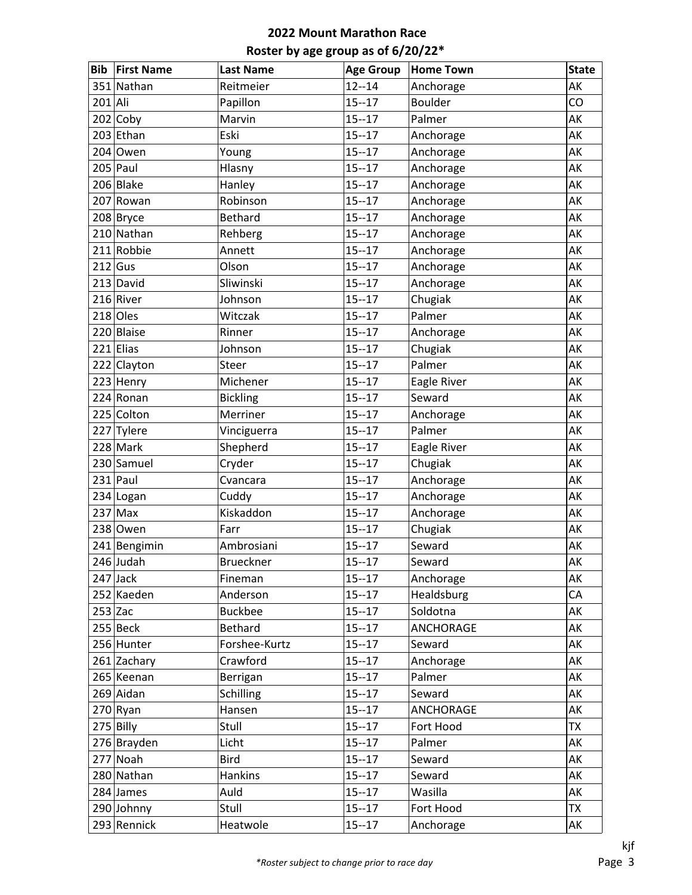# 2022 Mount Marathon Race

## Roster by age group as of 6/20/22*

| Bib | First Name | Last Name | Age Group | Home Town | State |
|---|---|---|---|---|---|
| 351 | Nathan | Reitmeier | 12--14 | Anchorage | AK |
| 201 | Ali | Papillon | 15--17 | Boulder | CO |
| 202 | Coby | Marvin | 15--17 | Palmer | AK |
| 203 | Ethan | Eski | 15--17 | Anchorage | AK |
| 204 | Owen | Young | 15--17 | Anchorage | AK |
| 205 | Paul | Hlasny | 15--17 | Anchorage | AK |
| 206 | Blake | Hanley | 15--17 | Anchorage | AK |
| 207 | Rowan | Robinson | 15--17 | Anchorage | AK |
| 208 | Bryce | Bethard | 15--17 | Anchorage | AK |
| 210 | Nathan | Rehberg | 15--17 | Anchorage | AK |
| 211 | Robbie | Annett | 15--17 | Anchorage | AK |
| 212 | Gus | Olson | 15--17 | Anchorage | AK |
| 213 | David | Sliwinski | 15--17 | Anchorage | AK |
| 216 | River | Johnson | 15--17 | Chugiak | AK |
| 218 | Oles | Witczak | 15--17 | Palmer | AK |
| 220 | Blaise | Rinner | 15--17 | Anchorage | AK |
| 221 | Elias | Johnson | 15--17 | Chugiak | AK |
| 222 | Clayton | Steer | 15--17 | Palmer | AK |
| 223 | Henry | Michener | 15--17 | Eagle River | AK |
| 224 | Ronan | Bickling | 15--17 | Seward | AK |
| 225 | Colton | Merriner | 15--17 | Anchorage | AK |
| 227 | Tylere | Vinciguerra | 15--17 | Palmer | AK |
| 228 | Mark | Shepherd | 15--17 | Eagle River | AK |
| 230 | Samuel | Cryder | 15--17 | Chugiak | AK |
| 231 | Paul | Cvancara | 15--17 | Anchorage | AK |
| 234 | Logan | Cuddy | 15--17 | Anchorage | AK |
| 237 | Max | Kiskaddon | 15--17 | Anchorage | AK |
| 238 | Owen | Farr | 15--17 | Chugiak | AK |
| 241 | Bengimin | Ambrosiani | 15--17 | Seward | AK |
| 246 | Judah | Brueckner | 15--17 | Seward | AK |
| 247 | Jack | Fineman | 15--17 | Anchorage | AK |
| 252 | Kaeden | Anderson | 15--17 | Healdsburg | CA |
| 253 | Zac | Buckbee | 15--17 | Soldotna | AK |
| 255 | Beck | Bethard | 15--17 | ANCHORAGE | AK |
| 256 | Hunter | Forshee-Kurtz | 15--17 | Seward | AK |
| 261 | Zachary | Crawford | 15--17 | Anchorage | AK |
| 265 | Keenan | Berrigan | 15--17 | Palmer | AK |
| 269 | Aidan | Schilling | 15--17 | Seward | AK |
| 270 | Ryan | Hansen | 15--17 | ANCHORAGE | AK |
| 275 | Billy | Stull | 15--17 | Fort Hood | TX |
| 276 | Brayden | Licht | 15--17 | Palmer | AK |
| 277 | Noah | Bird | 15--17 | Seward | AK |
| 280 | Nathan | Hankins | 15--17 | Seward | AK |
| 284 | James | Auld | 15--17 | Wasilla | AK |
| 290 | Johnny | Stull | 15--17 | Fort Hood | TX |
| 293 | Rennick | Heatwole | 15--17 | Anchorage | AK |

kjf

*\*Roster subject to change prior to race day*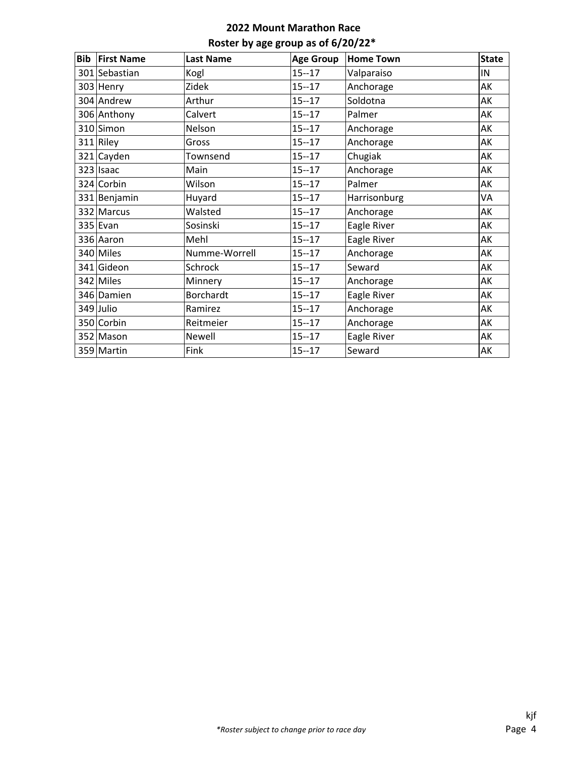# 2022 Mount Marathon Race

## Roster by age group as of 6/20/22*

| Bib | First Name | Last Name | Age Group | Home Town | State |
|---|---|---|---|---|---|
| 301 | Sebastian | Kogl | 15--17 | Valparaiso | IN |
| 303 | Henry | Zidek | 15--17 | Anchorage | AK |
| 304 | Andrew | Arthur | 15--17 | Soldotna | AK |
| 306 | Anthony | Calvert | 15--17 | Palmer | AK |
| 310 | Simon | Nelson | 15--17 | Anchorage | AK |
| 311 | Riley | Gross | 15--17 | Anchorage | AK |
| 321 | Cayden | Townsend | 15--17 | Chugiak | AK |
| 323 | Isaac | Main | 15--17 | Anchorage | AK |
| 324 | Corbin | Wilson | 15--17 | Palmer | AK |
| 331 | Benjamin | Huyard | 15--17 | Harrisonburg | VA |
| 332 | Marcus | Walsted | 15--17 | Anchorage | AK |
| 335 | Evan | Sosinski | 15--17 | Eagle River | AK |
| 336 | Aaron | Mehl | 15--17 | Eagle River | AK |
| 340 | Miles | Numme-Worrell | 15--17 | Anchorage | AK |
| 341 | Gideon | Schrock | 15--17 | Seward | AK |
| 342 | Miles | Minnery | 15--17 | Anchorage | AK |
| 346 | Damien | Borchardt | 15--17 | Eagle River | AK |
| 349 | Julio | Ramirez | 15--17 | Anchorage | AK |
| 350 | Corbin | Reitmeier | 15--17 | Anchorage | AK |
| 352 | Mason | Newell | 15--17 | Eagle River | AK |
| 359 | Martin | Fink | 15--17 | Seward | AK |

kjf

*\*Roster subject to change prior to race day*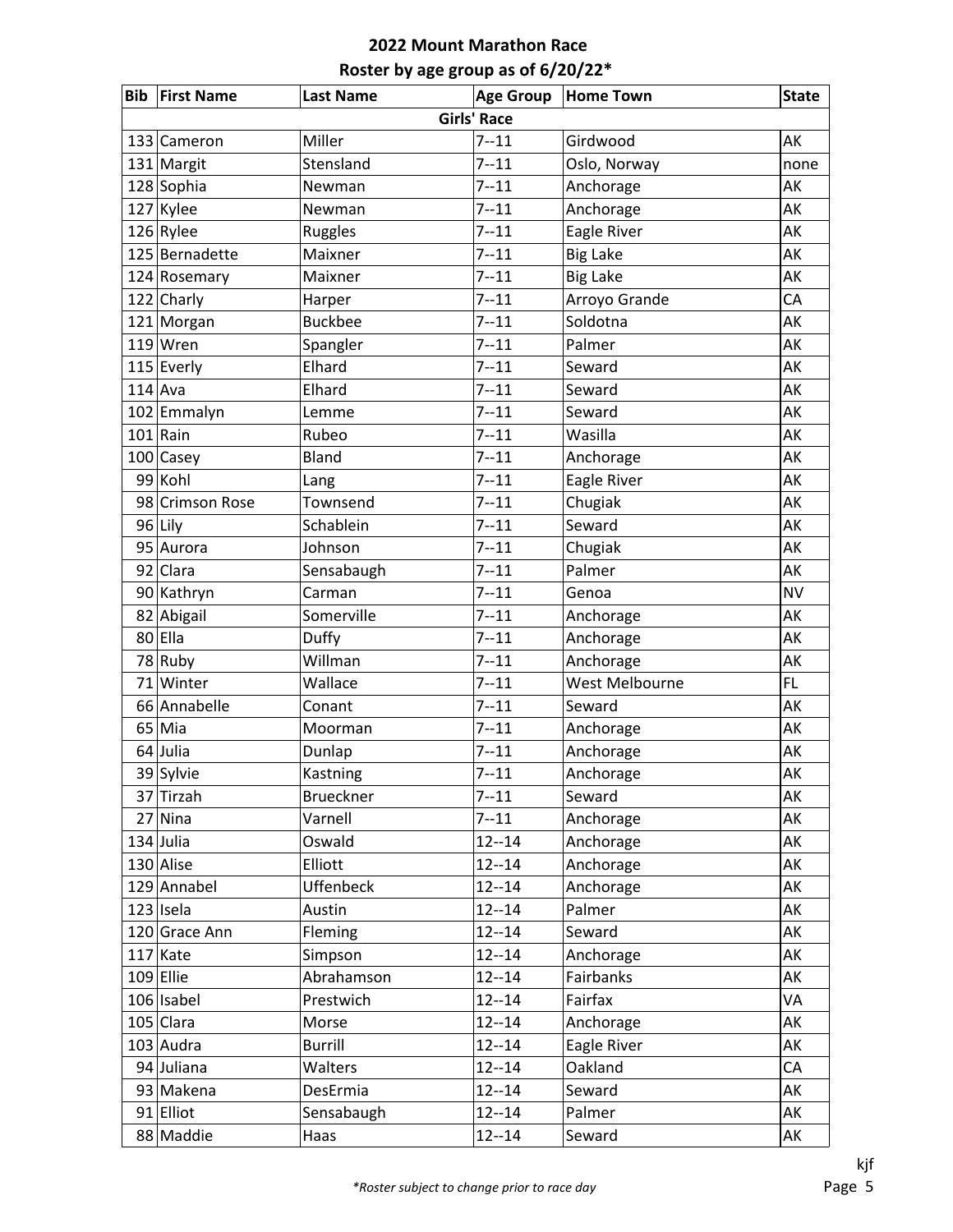## 2022 Mount Marathon Race
## Roster by age group as of 6/20/22*

| Bib | First Name | Last Name | Age Group | Home Town | State |
|---|---|---|---|---|---|
| | | | **Girls' Race** | | |
| 133 | Cameron | Miller | 7--11 | Girdwood | AK |
| 131 | Margit | Stensland | 7--11 | Oslo, Norway | none |
| 128 | Sophia | Newman | 7--11 | Anchorage | AK |
| 127 | Kylee | Newman | 7--11 | Anchorage | AK |
| 126 | Rylee | Ruggles | 7--11 | Eagle River | AK |
| 125 | Bernadette | Maixner | 7--11 | Big Lake | AK |
| 124 | Rosemary | Maixner | 7--11 | Big Lake | AK |
| 122 | Charly | Harper | 7--11 | Arroyo Grande | CA |
| 121 | Morgan | Buckbee | 7--11 | Soldotna | AK |
| 119 | Wren | Spangler | 7--11 | Palmer | AK |
| 115 | Everly | Elhard | 7--11 | Seward | AK |
| 114 | Ava | Elhard | 7--11 | Seward | AK |
| 102 | Emmalyn | Lemme | 7--11 | Seward | AK |
| 101 | Rain | Rubeo | 7--11 | Wasilla | AK |
| 100 | Casey | Bland | 7--11 | Anchorage | AK |
| 99 | Kohl | Lang | 7--11 | Eagle River | AK |
| 98 | Crimson Rose | Townsend | 7--11 | Chugiak | AK |
| 96 | Lily | Schablein | 7--11 | Seward | AK |
| 95 | Aurora | Johnson | 7--11 | Chugiak | AK |
| 92 | Clara | Sensabaugh | 7--11 | Palmer | AK |
| 90 | Kathryn | Carman | 7--11 | Genoa | NV |
| 82 | Abigail | Somerville | 7--11 | Anchorage | AK |
| 80 | Ella | Duffy | 7--11 | Anchorage | AK |
| 78 | Ruby | Willman | 7--11 | Anchorage | AK |
| 71 | Winter | Wallace | 7--11 | West Melbourne | FL |
| 66 | Annabelle | Conant | 7--11 | Seward | AK |
| 65 | Mia | Moorman | 7--11 | Anchorage | AK |
| 64 | Julia | Dunlap | 7--11 | Anchorage | AK |
| 39 | Sylvie | Kastning | 7--11 | Anchorage | AK |
| 37 | Tirzah | Brueckner | 7--11 | Seward | AK |
| 27 | Nina | Varnell | 7--11 | Anchorage | AK |
| 134 | Julia | Oswald | 12--14 | Anchorage | AK |
| 130 | Alise | Elliott | 12--14 | Anchorage | AK |
| 129 | Annabel | Uffenbeck | 12--14 | Anchorage | AK |
| 123 | Isela | Austin | 12--14 | Palmer | AK |
| 120 | Grace Ann | Fleming | 12--14 | Seward | AK |
| 117 | Kate | Simpson | 12--14 | Anchorage | AK |
| 109 | Ellie | Abrahamson | 12--14 | Fairbanks | AK |
| 106 | Isabel | Prestwich | 12--14 | Fairfax | VA |
| 105 | Clara | Morse | 12--14 | Anchorage | AK |
| 103 | Audra | Burrill | 12--14 | Eagle River | AK |
| 94 | Juliana | Walters | 12--14 | Oakland | CA |
| 93 | Makena | DesErmia | 12--14 | Seward | AK |
| 91 | Elliot | Sensabaugh | 12--14 | Palmer | AK |
| 88 | Maddie | Haas | 12--14 | Seward | AK |

*\*Roster subject to change prior to race day*

kjf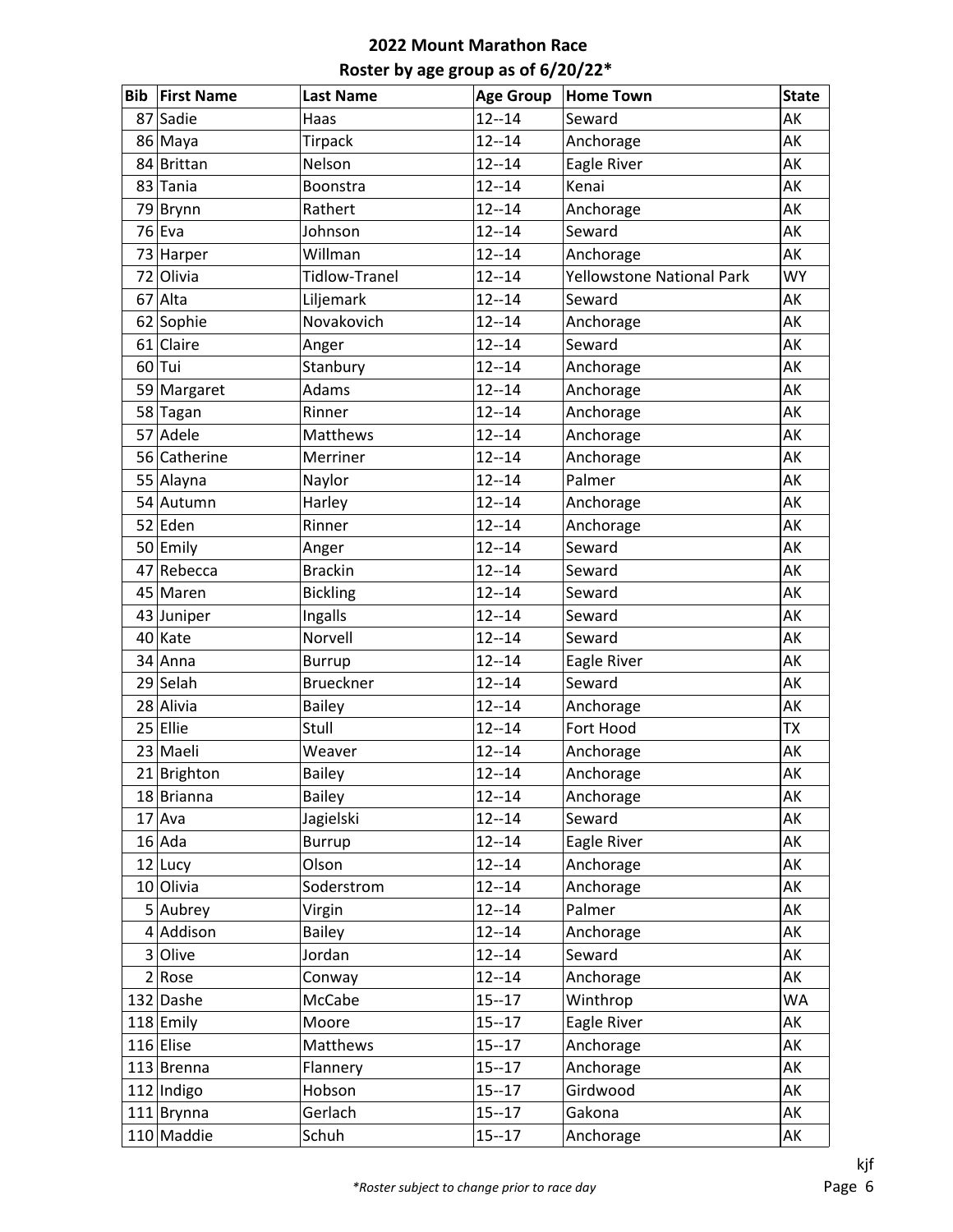# 2022 Mount Marathon Race

## Roster by age group as of 6/20/22*

| Bib | First Name | Last Name | Age Group | Home Town | State |
|---|---|---|---|---|---|
| 87 | Sadie | Haas | 12--14 | Seward | AK |
| 86 | Maya | Tirpack | 12--14 | Anchorage | AK |
| 84 | Brittan | Nelson | 12--14 | Eagle River | AK |
| 83 | Tania | Boonstra | 12--14 | Kenai | AK |
| 79 | Brynn | Rathert | 12--14 | Anchorage | AK |
| 76 | Eva | Johnson | 12--14 | Seward | AK |
| 73 | Harper | Willman | 12--14 | Anchorage | AK |
| 72 | Olivia | Tidlow-Tranel | 12--14 | Yellowstone National Park | WY |
| 67 | Alta | Liljemark | 12--14 | Seward | AK |
| 62 | Sophie | Novakovich | 12--14 | Anchorage | AK |
| 61 | Claire | Anger | 12--14 | Seward | AK |
| 60 | Tui | Stanbury | 12--14 | Anchorage | AK |
| 59 | Margaret | Adams | 12--14 | Anchorage | AK |
| 58 | Tagan | Rinner | 12--14 | Anchorage | AK |
| 57 | Adele | Matthews | 12--14 | Anchorage | AK |
| 56 | Catherine | Merriner | 12--14 | Anchorage | AK |
| 55 | Alayna | Naylor | 12--14 | Palmer | AK |
| 54 | Autumn | Harley | 12--14 | Anchorage | AK |
| 52 | Eden | Rinner | 12--14 | Anchorage | AK |
| 50 | Emily | Anger | 12--14 | Seward | AK |
| 47 | Rebecca | Brackin | 12--14 | Seward | AK |
| 45 | Maren | Bickling | 12--14 | Seward | AK |
| 43 | Juniper | Ingalls | 12--14 | Seward | AK |
| 40 | Kate | Norvell | 12--14 | Seward | AK |
| 34 | Anna | Burrup | 12--14 | Eagle River | AK |
| 29 | Selah | Brueckner | 12--14 | Seward | AK |
| 28 | Alivia | Bailey | 12--14 | Anchorage | AK |
| 25 | Ellie | Stull | 12--14 | Fort Hood | TX |
| 23 | Maeli | Weaver | 12--14 | Anchorage | AK |
| 21 | Brighton | Bailey | 12--14 | Anchorage | AK |
| 18 | Brianna | Bailey | 12--14 | Anchorage | AK |
| 17 | Ava | Jagielski | 12--14 | Seward | AK |
| 16 | Ada | Burrup | 12--14 | Eagle River | AK |
| 12 | Lucy | Olson | 12--14 | Anchorage | AK |
| 10 | Olivia | Soderstrom | 12--14 | Anchorage | AK |
| 5 | Aubrey | Virgin | 12--14 | Palmer | AK |
| 4 | Addison | Bailey | 12--14 | Anchorage | AK |
| 3 | Olive | Jordan | 12--14 | Seward | AK |
| 2 | Rose | Conway | 12--14 | Anchorage | AK |
| 132 | Dashe | McCabe | 15--17 | Winthrop | WA |
| 118 | Emily | Moore | 15--17 | Eagle River | AK |
| 116 | Elise | Matthews | 15--17 | Anchorage | AK |
| 113 | Brenna | Flannery | 15--17 | Anchorage | AK |
| 112 | Indigo | Hobson | 15--17 | Girdwood | AK |
| 111 | Brynna | Gerlach | 15--17 | Gakona | AK |
| 110 | Maddie | Schuh | 15--17 | Anchorage | AK |

*\*Roster subject to change prior to race day*

kjf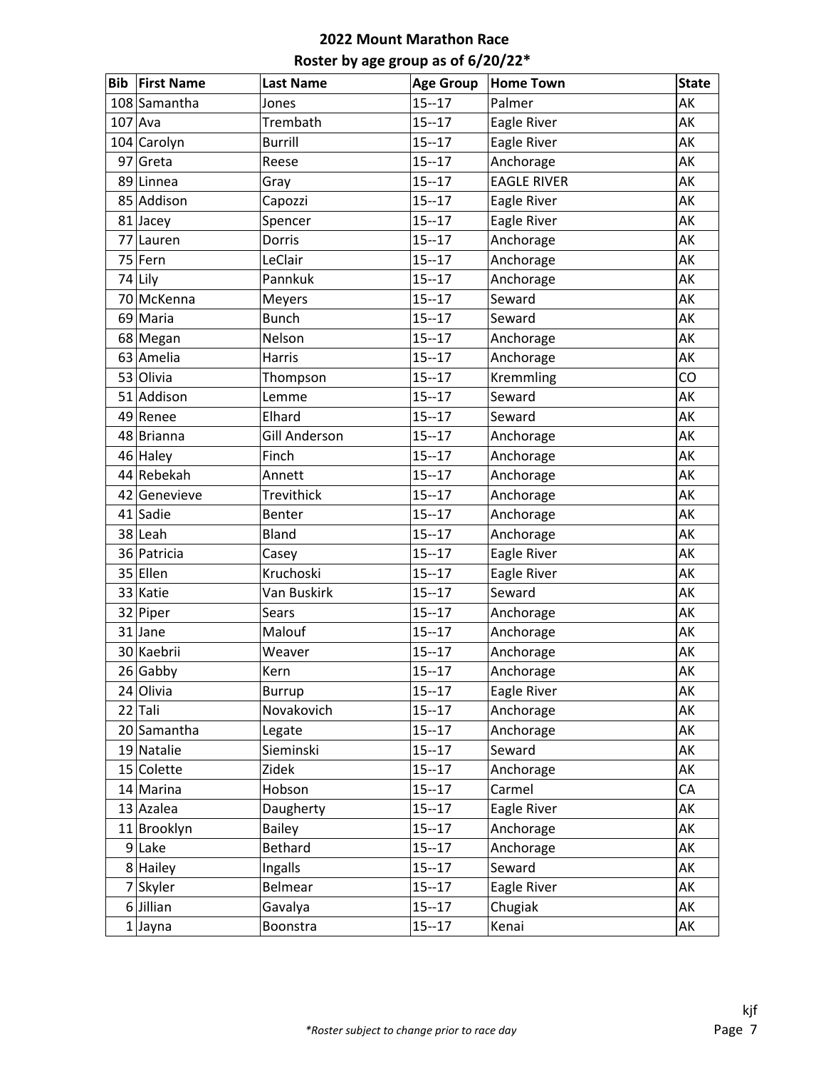# 2022 Mount Marathon Race

## Roster by age group as of 6/20/22*

| Bib | First Name | Last Name | Age Group | Home Town | State |
|---|---|---|---|---|---|
| 108 | Samantha | Jones | 15--17 | Palmer | AK |
| 107 | Ava | Trembath | 15--17 | Eagle River | AK |
| 104 | Carolyn | Burrill | 15--17 | Eagle River | AK |
| 97 | Greta | Reese | 15--17 | Anchorage | AK |
| 89 | Linnea | Gray | 15--17 | EAGLE RIVER | AK |
| 85 | Addison | Capozzi | 15--17 | Eagle River | AK |
| 81 | Jacey | Spencer | 15--17 | Eagle River | AK |
| 77 | Lauren | Dorris | 15--17 | Anchorage | AK |
| 75 | Fern | LeClair | 15--17 | Anchorage | AK |
| 74 | Lily | Pannkuk | 15--17 | Anchorage | AK |
| 70 | McKenna | Meyers | 15--17 | Seward | AK |
| 69 | Maria | Bunch | 15--17 | Seward | AK |
| 68 | Megan | Nelson | 15--17 | Anchorage | AK |
| 63 | Amelia | Harris | 15--17 | Anchorage | AK |
| 53 | Olivia | Thompson | 15--17 | Kremmling | CO |
| 51 | Addison | Lemme | 15--17 | Seward | AK |
| 49 | Renee | Elhard | 15--17 | Seward | AK |
| 48 | Brianna | Gill Anderson | 15--17 | Anchorage | AK |
| 46 | Haley | Finch | 15--17 | Anchorage | AK |
| 44 | Rebekah | Annett | 15--17 | Anchorage | AK |
| 42 | Genevieve | Trevithick | 15--17 | Anchorage | AK |
| 41 | Sadie | Benter | 15--17 | Anchorage | AK |
| 38 | Leah | Bland | 15--17 | Anchorage | AK |
| 36 | Patricia | Casey | 15--17 | Eagle River | AK |
| 35 | Ellen | Kruchoski | 15--17 | Eagle River | AK |
| 33 | Katie | Van Buskirk | 15--17 | Seward | AK |
| 32 | Piper | Sears | 15--17 | Anchorage | AK |
| 31 | Jane | Malouf | 15--17 | Anchorage | AK |
| 30 | Kaebrii | Weaver | 15--17 | Anchorage | AK |
| 26 | Gabby | Kern | 15--17 | Anchorage | AK |
| 24 | Olivia | Burrup | 15--17 | Eagle River | AK |
| 22 | Tali | Novakovich | 15--17 | Anchorage | AK |
| 20 | Samantha | Legate | 15--17 | Anchorage | AK |
| 19 | Natalie | Sieminski | 15--17 | Seward | AK |
| 15 | Colette | Zidek | 15--17 | Anchorage | AK |
| 14 | Marina | Hobson | 15--17 | Carmel | CA |
| 13 | Azalea | Daugherty | 15--17 | Eagle River | AK |
| 11 | Brooklyn | Bailey | 15--17 | Anchorage | AK |
| 9 | Lake | Bethard | 15--17 | Anchorage | AK |
| 8 | Hailey | Ingalls | 15--17 | Seward | AK |
| 7 | Skyler | Belmear | 15--17 | Eagle River | AK |
| 6 | Jillian | Gavalya | 15--17 | Chugiak | AK |
| 1 | Jayna | Boonstra | 15--17 | Kenai | AK |

*\*Roster subject to change prior to race day*

kjf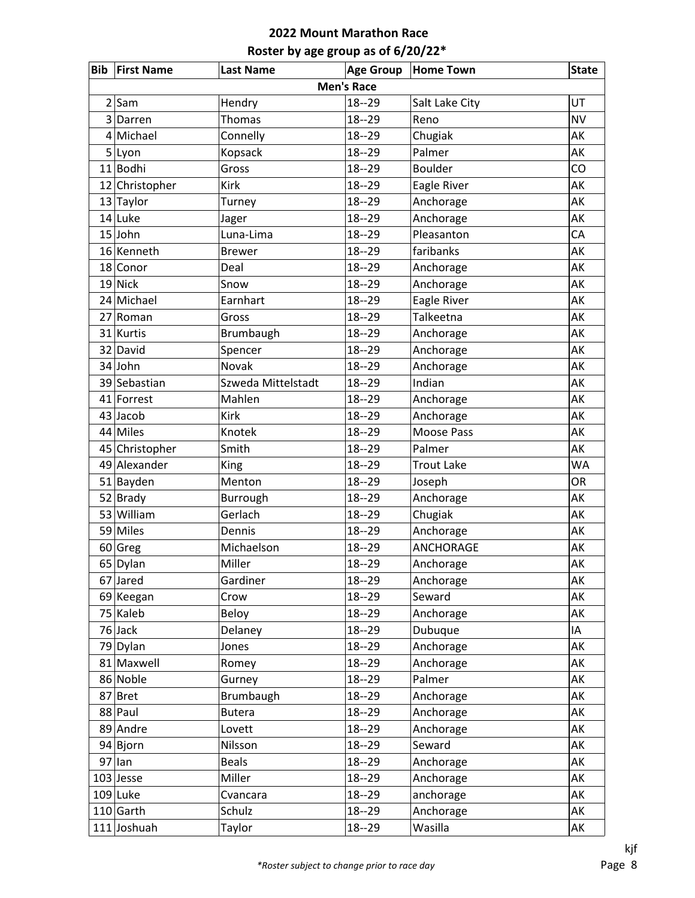# 2022 Mount Marathon Race

## Roster by age group as of 6/20/22*

| Bib | First Name | Last Name | Age Group | Home Town | State |
|---|---|---|---|---|---|
| **Men's Race** | | | | | |
| 2 | Sam | Hendry | 18--29 | Salt Lake City | UT |
| 3 | Darren | Thomas | 18--29 | Reno | NV |
| 4 | Michael | Connelly | 18--29 | Chugiak | AK |
| 5 | Lyon | Kopsack | 18--29 | Palmer | AK |
| 11 | Bodhi | Gross | 18--29 | Boulder | CO |
| 12 | Christopher | Kirk | 18--29 | Eagle River | AK |
| 13 | Taylor | Turney | 18--29 | Anchorage | AK |
| 14 | Luke | Jager | 18--29 | Anchorage | AK |
| 15 | John | Luna-Lima | 18--29 | Pleasanton | CA |
| 16 | Kenneth | Brewer | 18--29 | faribanks | AK |
| 18 | Conor | Deal | 18--29 | Anchorage | AK |
| 19 | Nick | Snow | 18--29 | Anchorage | AK |
| 24 | Michael | Earnhart | 18--29 | Eagle River | AK |
| 27 | Roman | Gross | 18--29 | Talkeetna | AK |
| 31 | Kurtis | Brumbaugh | 18--29 | Anchorage | AK |
| 32 | David | Spencer | 18--29 | Anchorage | AK |
| 34 | John | Novak | 18--29 | Anchorage | AK |
| 39 | Sebastian | Szweda Mittelstadt | 18--29 | Indian | AK |
| 41 | Forrest | Mahlen | 18--29 | Anchorage | AK |
| 43 | Jacob | Kirk | 18--29 | Anchorage | AK |
| 44 | Miles | Knotek | 18--29 | Moose Pass | AK |
| 45 | Christopher | Smith | 18--29 | Palmer | AK |
| 49 | Alexander | King | 18--29 | Trout Lake | WA |
| 51 | Bayden | Menton | 18--29 | Joseph | OR |
| 52 | Brady | Burrough | 18--29 | Anchorage | AK |
| 53 | William | Gerlach | 18--29 | Chugiak | AK |
| 59 | Miles | Dennis | 18--29 | Anchorage | AK |
| 60 | Greg | Michaelson | 18--29 | ANCHORAGE | AK |
| 65 | Dylan | Miller | 18--29 | Anchorage | AK |
| 67 | Jared | Gardiner | 18--29 | Anchorage | AK |
| 69 | Keegan | Crow | 18--29 | Seward | AK |
| 75 | Kaleb | Beloy | 18--29 | Anchorage | AK |
| 76 | Jack | Delaney | 18--29 | Dubuque | IA |
| 79 | Dylan | Jones | 18--29 | Anchorage | AK |
| 81 | Maxwell | Romey | 18--29 | Anchorage | AK |
| 86 | Noble | Gurney | 18--29 | Palmer | AK |
| 87 | Bret | Brumbaugh | 18--29 | Anchorage | AK |
| 88 | Paul | Butera | 18--29 | Anchorage | AK |
| 89 | Andre | Lovett | 18--29 | Anchorage | AK |
| 94 | Bjorn | Nilsson | 18--29 | Seward | AK |
| 97 | Ian | Beals | 18--29 | Anchorage | AK |
| 103 | Jesse | Miller | 18--29 | Anchorage | AK |
| 109 | Luke | Cvancara | 18--29 | anchorage | AK |
| 110 | Garth | Schulz | 18--29 | Anchorage | AK |
| 111 | Joshuah | Taylor | 18--29 | Wasilla | AK |

kjf

*Roster subject to change prior to race day*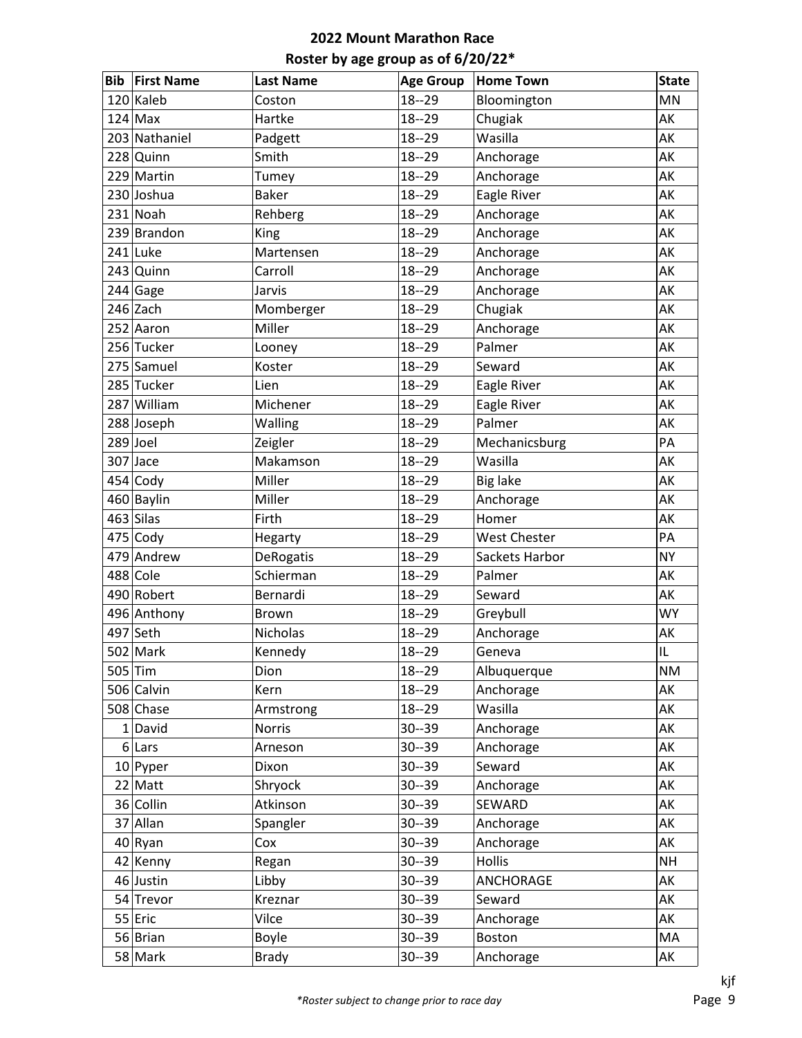# 2022 Mount Marathon Race

## Roster by age group as of 6/20/22*

| Bib | First Name | Last Name | Age Group | Home Town | State |
|---|---|---|---|---|---|
| 120 | Kaleb | Coston | 18--29 | Bloomington | MN |
| 124 | Max | Hartke | 18--29 | Chugiak | AK |
| 203 | Nathaniel | Padgett | 18--29 | Wasilla | AK |
| 228 | Quinn | Smith | 18--29 | Anchorage | AK |
| 229 | Martin | Tumey | 18--29 | Anchorage | AK |
| 230 | Joshua | Baker | 18--29 | Eagle River | AK |
| 231 | Noah | Rehberg | 18--29 | Anchorage | AK |
| 239 | Brandon | King | 18--29 | Anchorage | AK |
| 241 | Luke | Martensen | 18--29 | Anchorage | AK |
| 243 | Quinn | Carroll | 18--29 | Anchorage | AK |
| 244 | Gage | Jarvis | 18--29 | Anchorage | AK |
| 246 | Zach | Momberger | 18--29 | Chugiak | AK |
| 252 | Aaron | Miller | 18--29 | Anchorage | AK |
| 256 | Tucker | Looney | 18--29 | Palmer | AK |
| 275 | Samuel | Koster | 18--29 | Seward | AK |
| 285 | Tucker | Lien | 18--29 | Eagle River | AK |
| 287 | William | Michener | 18--29 | Eagle River | AK |
| 288 | Joseph | Walling | 18--29 | Palmer | AK |
| 289 | Joel | Zeigler | 18--29 | Mechanicsburg | PA |
| 307 | Jace | Makamson | 18--29 | Wasilla | AK |
| 454 | Cody | Miller | 18--29 | Big lake | AK |
| 460 | Baylin | Miller | 18--29 | Anchorage | AK |
| 463 | Silas | Firth | 18--29 | Homer | AK |
| 475 | Cody | Hegarty | 18--29 | West Chester | PA |
| 479 | Andrew | DeRogatis | 18--29 | Sackets Harbor | NY |
| 488 | Cole | Schierman | 18--29 | Palmer | AK |
| 490 | Robert | Bernardi | 18--29 | Seward | AK |
| 496 | Anthony | Brown | 18--29 | Greybull | WY |
| 497 | Seth | Nicholas | 18--29 | Anchorage | AK |
| 502 | Mark | Kennedy | 18--29 | Geneva | IL |
| 505 | Tim | Dion | 18--29 | Albuquerque | NM |
| 506 | Calvin | Kern | 18--29 | Anchorage | AK |
| 508 | Chase | Armstrong | 18--29 | Wasilla | AK |
| 1 | David | Norris | 30--39 | Anchorage | AK |
| 6 | Lars | Arneson | 30--39 | Anchorage | AK |
| 10 | Pyper | Dixon | 30--39 | Seward | AK |
| 22 | Matt | Shryock | 30--39 | Anchorage | AK |
| 36 | Collin | Atkinson | 30--39 | SEWARD | AK |
| 37 | Allan | Spangler | 30--39 | Anchorage | AK |
| 40 | Ryan | Cox | 30--39 | Anchorage | AK |
| 42 | Kenny | Regan | 30--39 | Hollis | NH |
| 46 | Justin | Libby | 30--39 | ANCHORAGE | AK |
| 54 | Trevor | Kreznar | 30--39 | Seward | AK |
| 55 | Eric | Vilce | 30--39 | Anchorage | AK |
| 56 | Brian | Boyle | 30--39 | Boston | MA |
| 58 | Mark | Brady | 30--39 | Anchorage | AK |

*Roster subject to change prior to race day*

kjf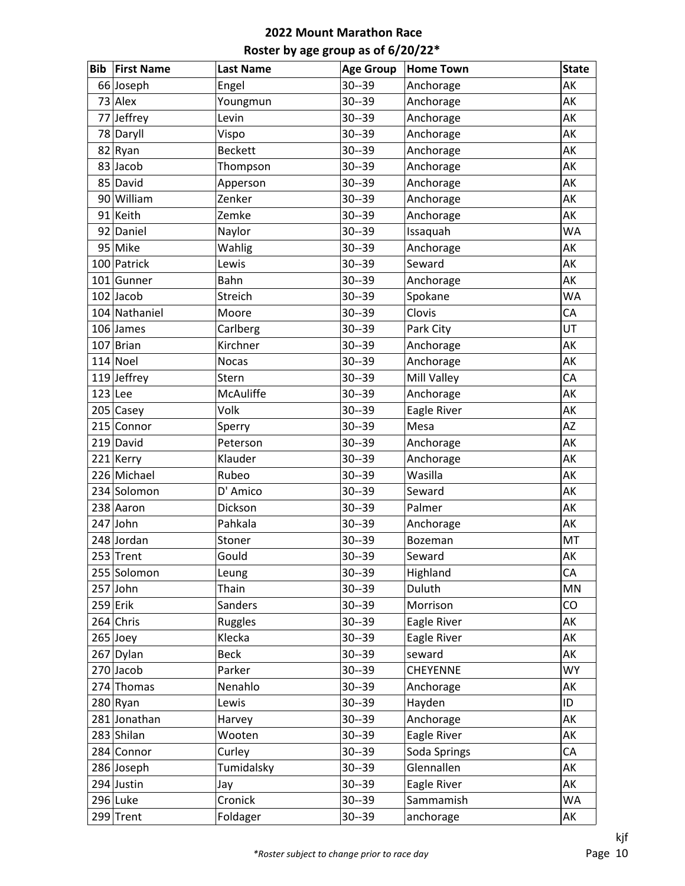**2022 Mount Marathon Race**
**Roster by age group as of 6/20/22***

| Bib | First Name | Last Name | Age Group | Home Town | State |
|---|---|---|---|---|---|
| 66 | Joseph | Engel | 30--39 | Anchorage | AK |
| 73 | Alex | Youngmun | 30--39 | Anchorage | AK |
| 77 | Jeffrey | Levin | 30--39 | Anchorage | AK |
| 78 | Daryll | Vispo | 30--39 | Anchorage | AK |
| 82 | Ryan | Beckett | 30--39 | Anchorage | AK |
| 83 | Jacob | Thompson | 30--39 | Anchorage | AK |
| 85 | David | Apperson | 30--39 | Anchorage | AK |
| 90 | William | Zenker | 30--39 | Anchorage | AK |
| 91 | Keith | Zemke | 30--39 | Anchorage | AK |
| 92 | Daniel | Naylor | 30--39 | Issaquah | WA |
| 95 | Mike | Wahlig | 30--39 | Anchorage | AK |
| 100 | Patrick | Lewis | 30--39 | Seward | AK |
| 101 | Gunner | Bahn | 30--39 | Anchorage | AK |
| 102 | Jacob | Streich | 30--39 | Spokane | WA |
| 104 | Nathaniel | Moore | 30--39 | Clovis | CA |
| 106 | James | Carlberg | 30--39 | Park City | UT |
| 107 | Brian | Kirchner | 30--39 | Anchorage | AK |
| 114 | Noel | Nocas | 30--39 | Anchorage | AK |
| 119 | Jeffrey | Stern | 30--39 | Mill Valley | CA |
| 123 | Lee | McAuliffe | 30--39 | Anchorage | AK |
| 205 | Casey | Volk | 30--39 | Eagle River | AK |
| 215 | Connor | Sperry | 30--39 | Mesa | AZ |
| 219 | David | Peterson | 30--39 | Anchorage | AK |
| 221 | Kerry | Klauder | 30--39 | Anchorage | AK |
| 226 | Michael | Rubeo | 30--39 | Wasilla | AK |
| 234 | Solomon | D' Amico | 30--39 | Seward | AK |
| 238 | Aaron | Dickson | 30--39 | Palmer | AK |
| 247 | John | Pahkala | 30--39 | Anchorage | AK |
| 248 | Jordan | Stoner | 30--39 | Bozeman | MT |
| 253 | Trent | Gould | 30--39 | Seward | AK |
| 255 | Solomon | Leung | 30--39 | Highland | CA |
| 257 | John | Thain | 30--39 | Duluth | MN |
| 259 | Erik | Sanders | 30--39 | Morrison | CO |
| 264 | Chris | Ruggles | 30--39 | Eagle River | AK |
| 265 | Joey | Klecka | 30--39 | Eagle River | AK |
| 267 | Dylan | Beck | 30--39 | seward | AK |
| 270 | Jacob | Parker | 30--39 | CHEYENNE | WY |
| 274 | Thomas | Nenahlo | 30--39 | Anchorage | AK |
| 280 | Ryan | Lewis | 30--39 | Hayden | ID |
| 281 | Jonathan | Harvey | 30--39 | Anchorage | AK |
| 283 | Shilan | Wooten | 30--39 | Eagle River | AK |
| 284 | Connor | Curley | 30--39 | Soda Springs | CA |
| 286 | Joseph | Tumidalsky | 30--39 | Glennallen | AK |
| 294 | Justin | Jay | 30--39 | Eagle River | AK |
| 296 | Luke | Cronick | 30--39 | Sammamish | WA |
| 299 | Trent | Foldager | 30--39 | anchorage | AK |

*\*Roster subject to change prior to race day*

kjf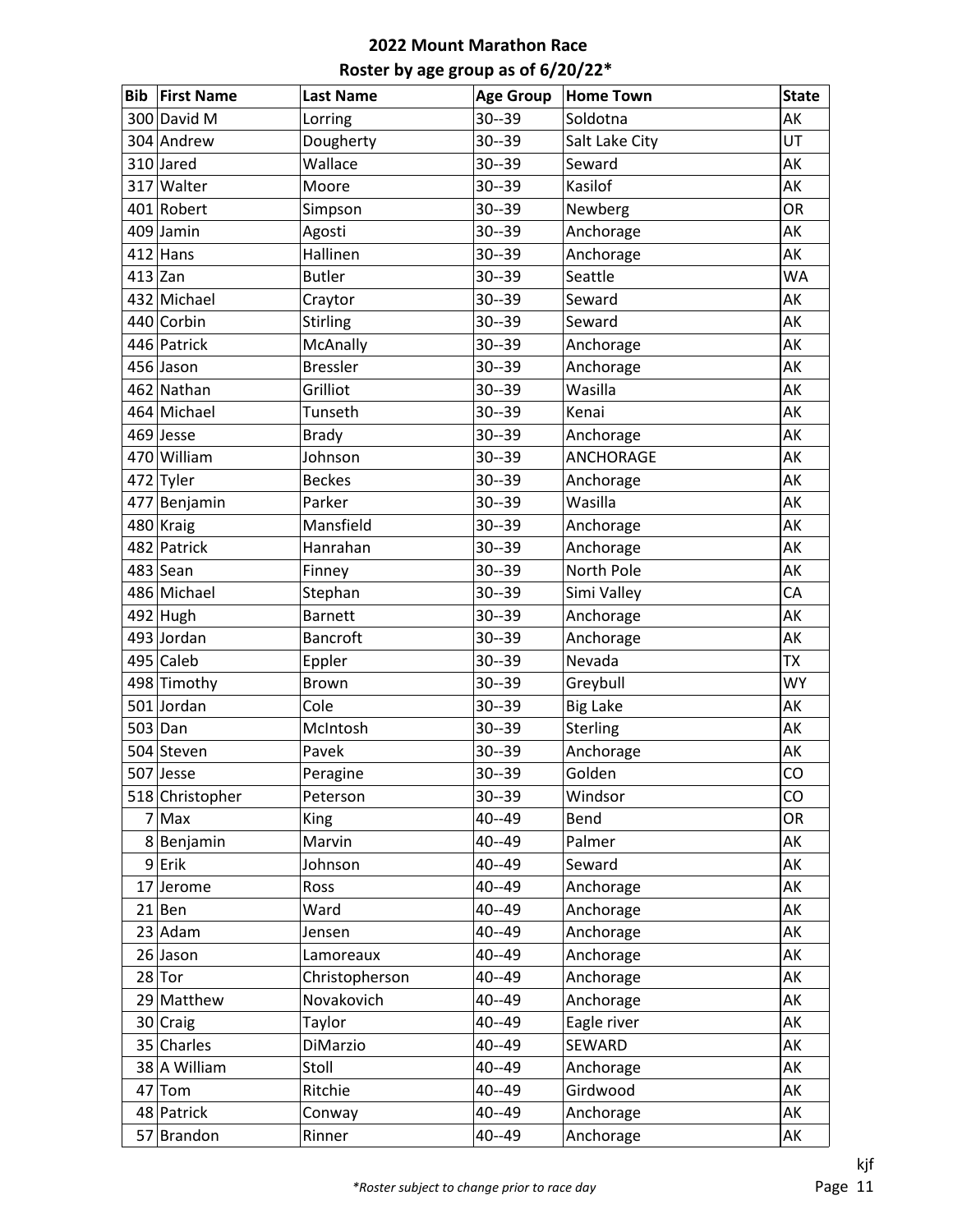**2022 Mount Marathon Race**

**Roster by age group as of 6/20/22***

| Bib | First Name | Last Name | Age Group | Home Town | State |
|---|---|---|---|---|---|
| 300 | David M | Lorring | 30--39 | Soldotna | AK |
| 304 | Andrew | Dougherty | 30--39 | Salt Lake City | UT |
| 310 | Jared | Wallace | 30--39 | Seward | AK |
| 317 | Walter | Moore | 30--39 | Kasilof | AK |
| 401 | Robert | Simpson | 30--39 | Newberg | OR |
| 409 | Jamin | Agosti | 30--39 | Anchorage | AK |
| 412 | Hans | Hallinen | 30--39 | Anchorage | AK |
| 413 | Zan | Butler | 30--39 | Seattle | WA |
| 432 | Michael | Craytor | 30--39 | Seward | AK |
| 440 | Corbin | Stirling | 30--39 | Seward | AK |
| 446 | Patrick | McAnally | 30--39 | Anchorage | AK |
| 456 | Jason | Bressler | 30--39 | Anchorage | AK |
| 462 | Nathan | Grilliot | 30--39 | Wasilla | AK |
| 464 | Michael | Tunseth | 30--39 | Kenai | AK |
| 469 | Jesse | Brady | 30--39 | Anchorage | AK |
| 470 | William | Johnson | 30--39 | ANCHORAGE | AK |
| 472 | Tyler | Beckes | 30--39 | Anchorage | AK |
| 477 | Benjamin | Parker | 30--39 | Wasilla | AK |
| 480 | Kraig | Mansfield | 30--39 | Anchorage | AK |
| 482 | Patrick | Hanrahan | 30--39 | Anchorage | AK |
| 483 | Sean | Finney | 30--39 | North Pole | AK |
| 486 | Michael | Stephan | 30--39 | Simi Valley | CA |
| 492 | Hugh | Barnett | 30--39 | Anchorage | AK |
| 493 | Jordan | Bancroft | 30--39 | Anchorage | AK |
| 495 | Caleb | Eppler | 30--39 | Nevada | TX |
| 498 | Timothy | Brown | 30--39 | Greybull | WY |
| 501 | Jordan | Cole | 30--39 | Big Lake | AK |
| 503 | Dan | McIntosh | 30--39 | Sterling | AK |
| 504 | Steven | Pavek | 30--39 | Anchorage | AK |
| 507 | Jesse | Peragine | 30--39 | Golden | CO |
| 518 | Christopher | Peterson | 30--39 | Windsor | CO |
| 7 | Max | King | 40--49 | Bend | OR |
| 8 | Benjamin | Marvin | 40--49 | Palmer | AK |
| 9 | Erik | Johnson | 40--49 | Seward | AK |
| 17 | Jerome | Ross | 40--49 | Anchorage | AK |
| 21 | Ben | Ward | 40--49 | Anchorage | AK |
| 23 | Adam | Jensen | 40--49 | Anchorage | AK |
| 26 | Jason | Lamoreaux | 40--49 | Anchorage | AK |
| 28 | Tor | Christopherson | 40--49 | Anchorage | AK |
| 29 | Matthew | Novakovich | 40--49 | Anchorage | AK |
| 30 | Craig | Taylor | 40--49 | Eagle river | AK |
| 35 | Charles | DiMarzio | 40--49 | SEWARD | AK |
| 38 | A William | Stoll | 40--49 | Anchorage | AK |
| 47 | Tom | Ritchie | 40--49 | Girdwood | AK |
| 48 | Patrick | Conway | 40--49 | Anchorage | AK |
| 57 | Brandon | Rinner | 40--49 | Anchorage | AK |

kjf

*\*Roster subject to change prior to race day*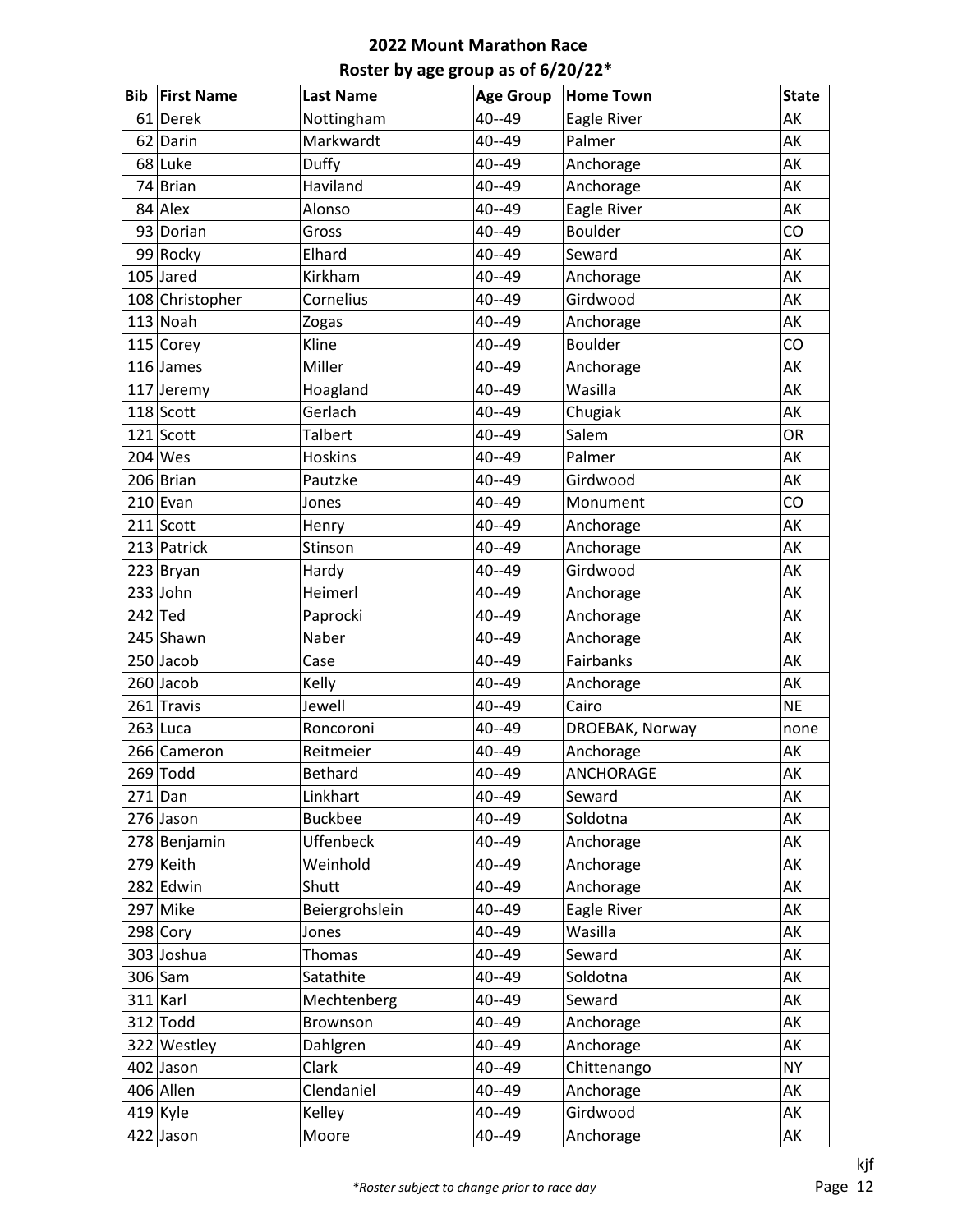# 2022 Mount Marathon Race

## Roster by age group as of 6/20/22*

| Bib | First Name | Last Name | Age Group | Home Town | State |
|---|---|---|---|---|---|
| 61 | Derek | Nottingham | 40--49 | Eagle River | AK |
| 62 | Darin | Markwardt | 40--49 | Palmer | AK |
| 68 | Luke | Duffy | 40--49 | Anchorage | AK |
| 74 | Brian | Haviland | 40--49 | Anchorage | AK |
| 84 | Alex | Alonso | 40--49 | Eagle River | AK |
| 93 | Dorian | Gross | 40--49 | Boulder | CO |
| 99 | Rocky | Elhard | 40--49 | Seward | AK |
| 105 | Jared | Kirkham | 40--49 | Anchorage | AK |
| 108 | Christopher | Cornelius | 40--49 | Girdwood | AK |
| 113 | Noah | Zogas | 40--49 | Anchorage | AK |
| 115 | Corey | Kline | 40--49 | Boulder | CO |
| 116 | James | Miller | 40--49 | Anchorage | AK |
| 117 | Jeremy | Hoagland | 40--49 | Wasilla | AK |
| 118 | Scott | Gerlach | 40--49 | Chugiak | AK |
| 121 | Scott | Talbert | 40--49 | Salem | OR |
| 204 | Wes | Hoskins | 40--49 | Palmer | AK |
| 206 | Brian | Pautzke | 40--49 | Girdwood | AK |
| 210 | Evan | Jones | 40--49 | Monument | CO |
| 211 | Scott | Henry | 40--49 | Anchorage | AK |
| 213 | Patrick | Stinson | 40--49 | Anchorage | AK |
| 223 | Bryan | Hardy | 40--49 | Girdwood | AK |
| 233 | John | Heimerl | 40--49 | Anchorage | AK |
| 242 | Ted | Paprocki | 40--49 | Anchorage | AK |
| 245 | Shawn | Naber | 40--49 | Anchorage | AK |
| 250 | Jacob | Case | 40--49 | Fairbanks | AK |
| 260 | Jacob | Kelly | 40--49 | Anchorage | AK |
| 261 | Travis | Jewell | 40--49 | Cairo | NE |
| 263 | Luca | Roncoroni | 40--49 | DROEBAK, Norway | none |
| 266 | Cameron | Reitmeier | 40--49 | Anchorage | AK |
| 269 | Todd | Bethard | 40--49 | ANCHORAGE | AK |
| 271 | Dan | Linkhart | 40--49 | Seward | AK |
| 276 | Jason | Buckbee | 40--49 | Soldotna | AK |
| 278 | Benjamin | Uffenbeck | 40--49 | Anchorage | AK |
| 279 | Keith | Weinhold | 40--49 | Anchorage | AK |
| 282 | Edwin | Shutt | 40--49 | Anchorage | AK |
| 297 | Mike | Beiergrohslein | 40--49 | Eagle River | AK |
| 298 | Cory | Jones | 40--49 | Wasilla | AK |
| 303 | Joshua | Thomas | 40--49 | Seward | AK |
| 306 | Sam | Satathite | 40--49 | Soldotna | AK |
| 311 | Karl | Mechtenberg | 40--49 | Seward | AK |
| 312 | Todd | Brownson | 40--49 | Anchorage | AK |
| 322 | Westley | Dahlgren | 40--49 | Anchorage | AK |
| 402 | Jason | Clark | 40--49 | Chittenango | NY |
| 406 | Allen | Clendaniel | 40--49 | Anchorage | AK |
| 419 | Kyle | Kelley | 40--49 | Girdwood | AK |
| 422 | Jason | Moore | 40--49 | Anchorage | AK |

*Roster subject to change prior to race day*

kjf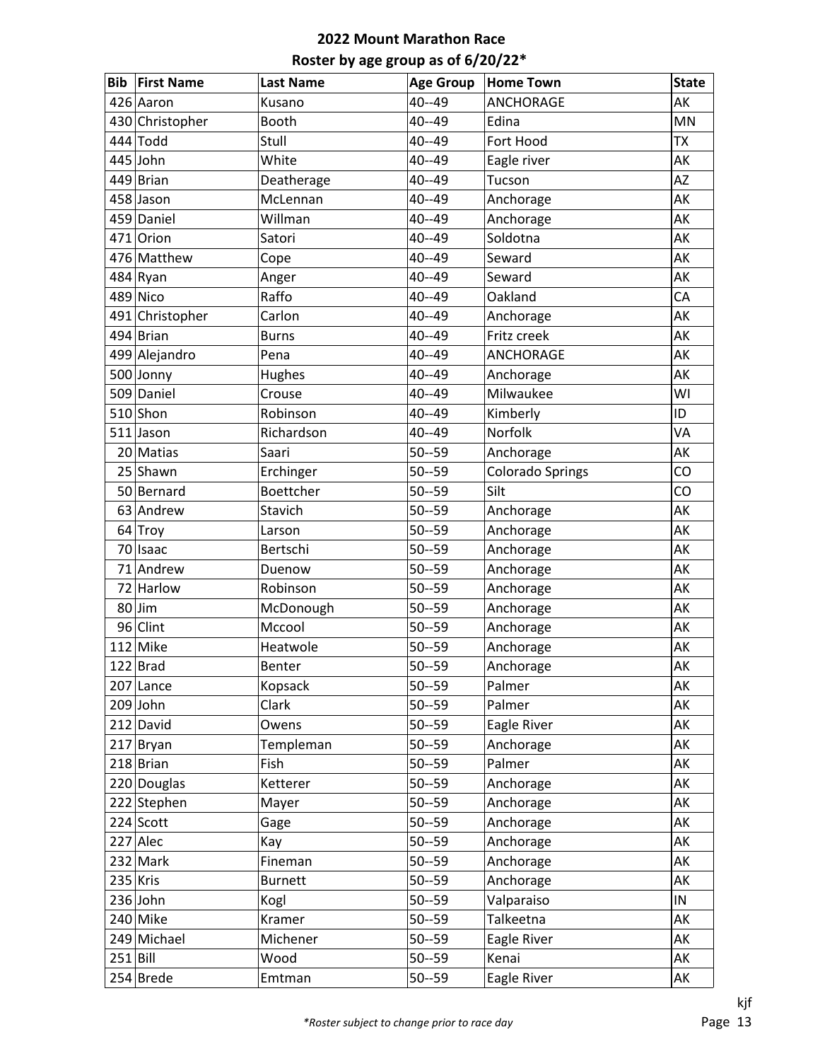# 2022 Mount Marathon Race

## Roster by age group as of 6/20/22*

| Bib | First Name | Last Name | Age Group | Home Town | State |
|---|---|---|---|---|---|
| 426 | Aaron | Kusano | 40--49 | ANCHORAGE | AK |
| 430 | Christopher | Booth | 40--49 | Edina | MN |
| 444 | Todd | Stull | 40--49 | Fort Hood | TX |
| 445 | John | White | 40--49 | Eagle river | AK |
| 449 | Brian | Deatherage | 40--49 | Tucson | AZ |
| 458 | Jason | McLennan | 40--49 | Anchorage | AK |
| 459 | Daniel | Willman | 40--49 | Anchorage | AK |
| 471 | Orion | Satori | 40--49 | Soldotna | AK |
| 476 | Matthew | Cope | 40--49 | Seward | AK |
| 484 | Ryan | Anger | 40--49 | Seward | AK |
| 489 | Nico | Raffo | 40--49 | Oakland | CA |
| 491 | Christopher | Carlon | 40--49 | Anchorage | AK |
| 494 | Brian | Burns | 40--49 | Fritz creek | AK |
| 499 | Alejandro | Pena | 40--49 | ANCHORAGE | AK |
| 500 | Jonny | Hughes | 40--49 | Anchorage | AK |
| 509 | Daniel | Crouse | 40--49 | Milwaukee | WI |
| 510 | Shon | Robinson | 40--49 | Kimberly | ID |
| 511 | Jason | Richardson | 40--49 | Norfolk | VA |
| 20 | Matias | Saari | 50--59 | Anchorage | AK |
| 25 | Shawn | Erchinger | 50--59 | Colorado Springs | CO |
| 50 | Bernard | Boettcher | 50--59 | Silt | CO |
| 63 | Andrew | Stavich | 50--59 | Anchorage | AK |
| 64 | Troy | Larson | 50--59 | Anchorage | AK |
| 70 | Isaac | Bertschi | 50--59 | Anchorage | AK |
| 71 | Andrew | Duenow | 50--59 | Anchorage | AK |
| 72 | Harlow | Robinson | 50--59 | Anchorage | AK |
| 80 | Jim | McDonough | 50--59 | Anchorage | AK |
| 96 | Clint | Mccool | 50--59 | Anchorage | AK |
| 112 | Mike | Heatwole | 50--59 | Anchorage | AK |
| 122 | Brad | Benter | 50--59 | Anchorage | AK |
| 207 | Lance | Kopsack | 50--59 | Palmer | AK |
| 209 | John | Clark | 50--59 | Palmer | AK |
| 212 | David | Owens | 50--59 | Eagle River | AK |
| 217 | Bryan | Templeman | 50--59 | Anchorage | AK |
| 218 | Brian | Fish | 50--59 | Palmer | AK |
| 220 | Douglas | Ketterer | 50--59 | Anchorage | AK |
| 222 | Stephen | Mayer | 50--59 | Anchorage | AK |
| 224 | Scott | Gage | 50--59 | Anchorage | AK |
| 227 | Alec | Kay | 50--59 | Anchorage | AK |
| 232 | Mark | Fineman | 50--59 | Anchorage | AK |
| 235 | Kris | Burnett | 50--59 | Anchorage | AK |
| 236 | John | Kogl | 50--59 | Valparaiso | IN |
| 240 | Mike | Kramer | 50--59 | Talkeetna | AK |
| 249 | Michael | Michener | 50--59 | Eagle River | AK |
| 251 | Bill | Wood | 50--59 | Kenai | AK |
| 254 | Brede | Emtman | 50--59 | Eagle River | AK |

kjf

*\*Roster subject to change prior to race day*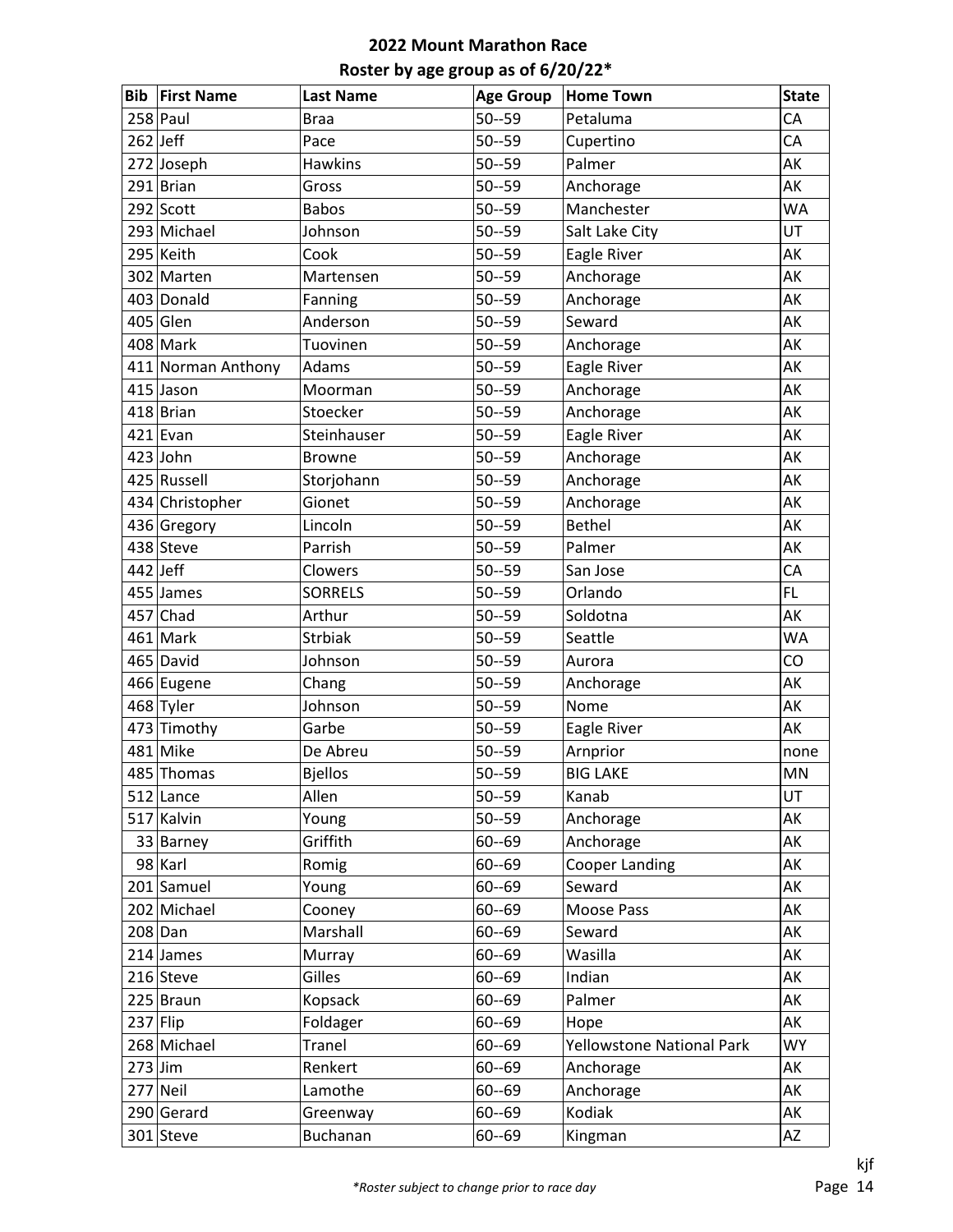# 2022 Mount Marathon Race

## Roster by age group as of 6/20/22*

| Bib | First Name | Last Name | Age Group | Home Town | State |
|---|---|---|---|---|---|
| 258 | Paul | Braa | 50--59 | Petaluma | CA |
| 262 | Jeff | Pace | 50--59 | Cupertino | CA |
| 272 | Joseph | Hawkins | 50--59 | Palmer | AK |
| 291 | Brian | Gross | 50--59 | Anchorage | AK |
| 292 | Scott | Babos | 50--59 | Manchester | WA |
| 293 | Michael | Johnson | 50--59 | Salt Lake City | UT |
| 295 | Keith | Cook | 50--59 | Eagle River | AK |
| 302 | Marten | Martensen | 50--59 | Anchorage | AK |
| 403 | Donald | Fanning | 50--59 | Anchorage | AK |
| 405 | Glen | Anderson | 50--59 | Seward | AK |
| 408 | Mark | Tuovinen | 50--59 | Anchorage | AK |
| 411 | Norman Anthony | Adams | 50--59 | Eagle River | AK |
| 415 | Jason | Moorman | 50--59 | Anchorage | AK |
| 418 | Brian | Stoecker | 50--59 | Anchorage | AK |
| 421 | Evan | Steinhauser | 50--59 | Eagle River | AK |
| 423 | John | Browne | 50--59 | Anchorage | AK |
| 425 | Russell | Storjohann | 50--59 | Anchorage | AK |
| 434 | Christopher | Gionet | 50--59 | Anchorage | AK |
| 436 | Gregory | Lincoln | 50--59 | Bethel | AK |
| 438 | Steve | Parrish | 50--59 | Palmer | AK |
| 442 | Jeff | Clowers | 50--59 | San Jose | CA |
| 455 | James | SORRELS | 50--59 | Orlando | FL |
| 457 | Chad | Arthur | 50--59 | Soldotna | AK |
| 461 | Mark | Strbiak | 50--59 | Seattle | WA |
| 465 | David | Johnson | 50--59 | Aurora | CO |
| 466 | Eugene | Chang | 50--59 | Anchorage | AK |
| 468 | Tyler | Johnson | 50--59 | Nome | AK |
| 473 | Timothy | Garbe | 50--59 | Eagle River | AK |
| 481 | Mike | De Abreu | 50--59 | Arnprior | none |
| 485 | Thomas | Bjellos | 50--59 | BIG LAKE | MN |
| 512 | Lance | Allen | 50--59 | Kanab | UT |
| 517 | Kalvin | Young | 50--59 | Anchorage | AK |
| 33 | Barney | Griffith | 60--69 | Anchorage | AK |
| 98 | Karl | Romig | 60--69 | Cooper Landing | AK |
| 201 | Samuel | Young | 60--69 | Seward | AK |
| 202 | Michael | Cooney | 60--69 | Moose Pass | AK |
| 208 | Dan | Marshall | 60--69 | Seward | AK |
| 214 | James | Murray | 60--69 | Wasilla | AK |
| 216 | Steve | Gilles | 60--69 | Indian | AK |
| 225 | Braun | Kopsack | 60--69 | Palmer | AK |
| 237 | Flip | Foldager | 60--69 | Hope | AK |
| 268 | Michael | Tranel | 60--69 | Yellowstone National Park | WY |
| 273 | Jim | Renkert | 60--69 | Anchorage | AK |
| 277 | Neil | Lamothe | 60--69 | Anchorage | AK |
| 290 | Gerard | Greenway | 60--69 | Kodiak | AK |
| 301 | Steve | Buchanan | 60--69 | Kingman | AZ |

kjf

*Roster subject to change prior to race day*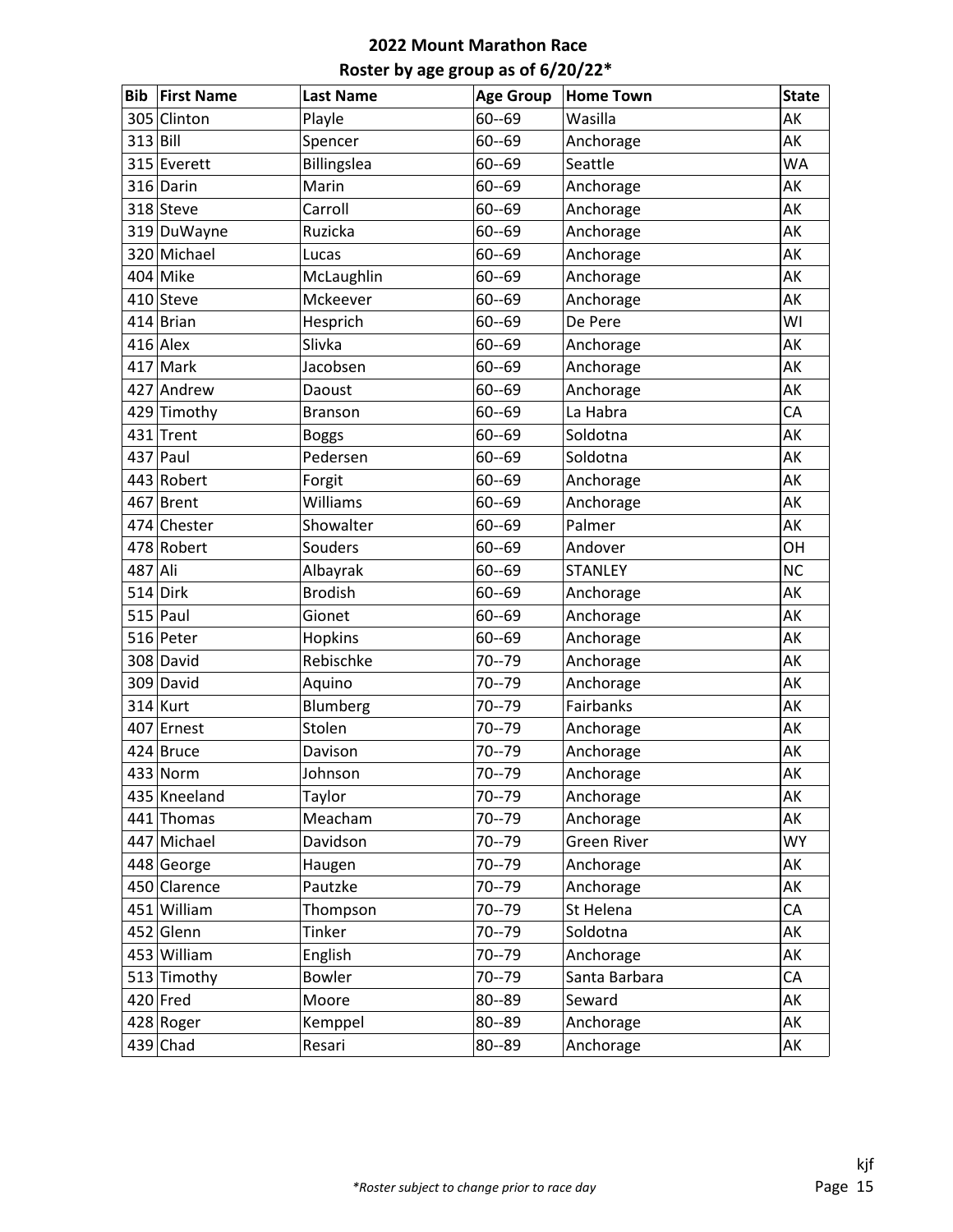# 2022 Mount Marathon Race

## Roster by age group as of 6/20/22*

| Bib | First Name | Last Name | Age Group | Home Town | State |
|---|---|---|---|---|---|
| 305 | Clinton | Playle | 60--69 | Wasilla | AK |
| 313 | Bill | Spencer | 60--69 | Anchorage | AK |
| 315 | Everett | Billingslea | 60--69 | Seattle | WA |
| 316 | Darin | Marin | 60--69 | Anchorage | AK |
| 318 | Steve | Carroll | 60--69 | Anchorage | AK |
| 319 | DuWayne | Ruzicka | 60--69 | Anchorage | AK |
| 320 | Michael | Lucas | 60--69 | Anchorage | AK |
| 404 | Mike | McLaughlin | 60--69 | Anchorage | AK |
| 410 | Steve | Mckeever | 60--69 | Anchorage | AK |
| 414 | Brian | Hesprich | 60--69 | De Pere | WI |
| 416 | Alex | Slivka | 60--69 | Anchorage | AK |
| 417 | Mark | Jacobsen | 60--69 | Anchorage | AK |
| 427 | Andrew | Daoust | 60--69 | Anchorage | AK |
| 429 | Timothy | Branson | 60--69 | La Habra | CA |
| 431 | Trent | Boggs | 60--69 | Soldotna | AK |
| 437 | Paul | Pedersen | 60--69 | Soldotna | AK |
| 443 | Robert | Forgit | 60--69 | Anchorage | AK |
| 467 | Brent | Williams | 60--69 | Anchorage | AK |
| 474 | Chester | Showalter | 60--69 | Palmer | AK |
| 478 | Robert | Souders | 60--69 | Andover | OH |
| 487 | Ali | Albayrak | 60--69 | STANLEY | NC |
| 514 | Dirk | Brodish | 60--69 | Anchorage | AK |
| 515 | Paul | Gionet | 60--69 | Anchorage | AK |
| 516 | Peter | Hopkins | 60--69 | Anchorage | AK |
| 308 | David | Rebischke | 70--79 | Anchorage | AK |
| 309 | David | Aquino | 70--79 | Anchorage | AK |
| 314 | Kurt | Blumberg | 70--79 | Fairbanks | AK |
| 407 | Ernest | Stolen | 70--79 | Anchorage | AK |
| 424 | Bruce | Davison | 70--79 | Anchorage | AK |
| 433 | Norm | Johnson | 70--79 | Anchorage | AK |
| 435 | Kneeland | Taylor | 70--79 | Anchorage | AK |
| 441 | Thomas | Meacham | 70--79 | Anchorage | AK |
| 447 | Michael | Davidson | 70--79 | Green River | WY |
| 448 | George | Haugen | 70--79 | Anchorage | AK |
| 450 | Clarence | Pautzke | 70--79 | Anchorage | AK |
| 451 | William | Thompson | 70--79 | St Helena | CA |
| 452 | Glenn | Tinker | 70--79 | Soldotna | AK |
| 453 | William | English | 70--79 | Anchorage | AK |
| 513 | Timothy | Bowler | 70--79 | Santa Barbara | CA |
| 420 | Fred | Moore | 80--89 | Seward | AK |
| 428 | Roger | Kemppel | 80--89 | Anchorage | AK |
| 439 | Chad | Resari | 80--89 | Anchorage | AK |

*\*Roster subject to change prior to race day*

kjf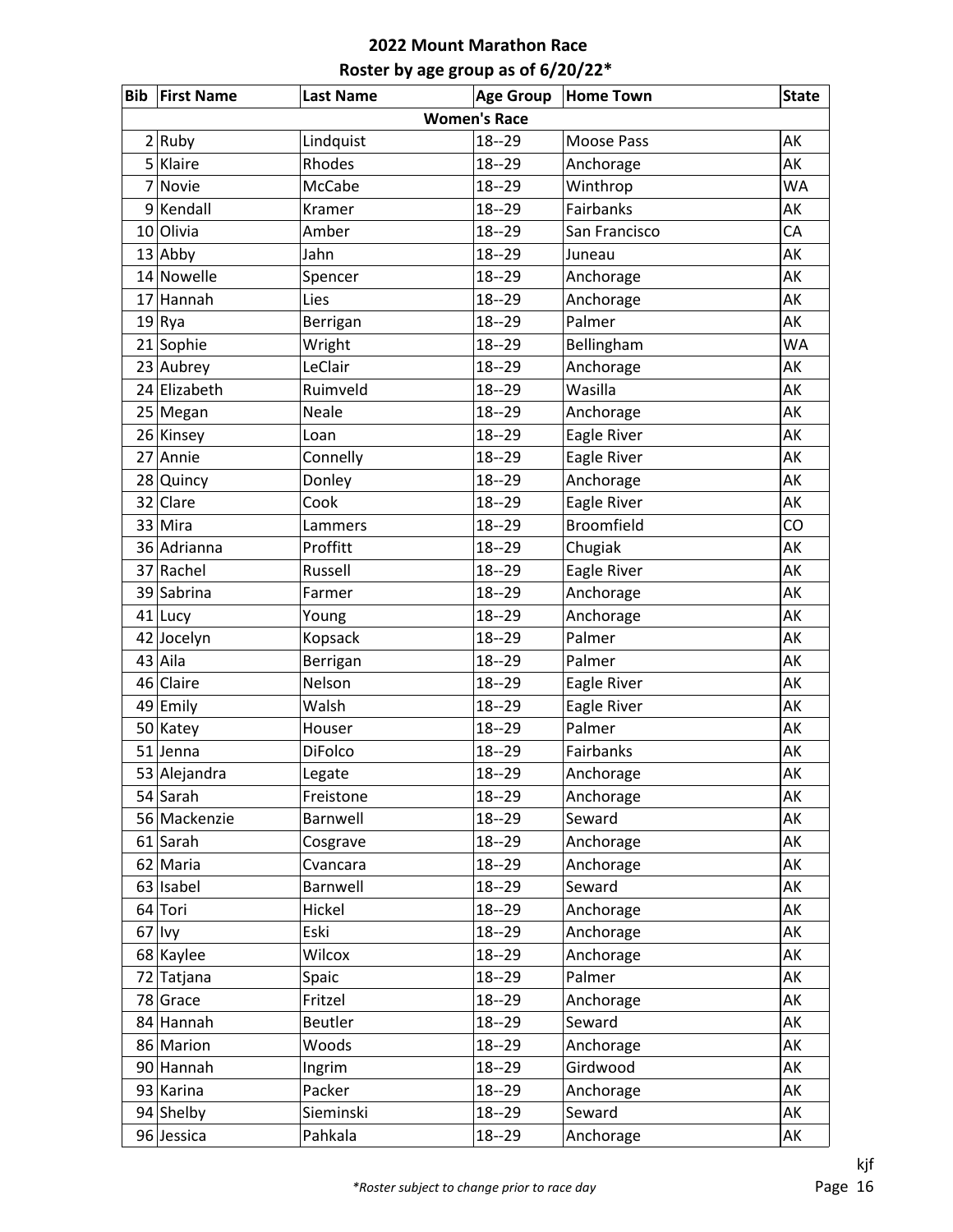# 2022 Mount Marathon Race

## Roster by age group as of 6/20/22*

| Bib | First Name | Last Name | Age Group | Home Town | State |
|---|---|---|---|---|---|
| | | | **Women's Race** | | |
| 2 | Ruby | Lindquist | 18--29 | Moose Pass | AK |
| 5 | Klaire | Rhodes | 18--29 | Anchorage | AK |
| 7 | Novie | McCabe | 18--29 | Winthrop | WA |
| 9 | Kendall | Kramer | 18--29 | Fairbanks | AK |
| 10 | Olivia | Amber | 18--29 | San Francisco | CA |
| 13 | Abby | Jahn | 18--29 | Juneau | AK |
| 14 | Nowelle | Spencer | 18--29 | Anchorage | AK |
| 17 | Hannah | Lies | 18--29 | Anchorage | AK |
| 19 | Rya | Berrigan | 18--29 | Palmer | AK |
| 21 | Sophie | Wright | 18--29 | Bellingham | WA |
| 23 | Aubrey | LeClair | 18--29 | Anchorage | AK |
| 24 | Elizabeth | Ruimveld | 18--29 | Wasilla | AK |
| 25 | Megan | Neale | 18--29 | Anchorage | AK |
| 26 | Kinsey | Loan | 18--29 | Eagle River | AK |
| 27 | Annie | Connelly | 18--29 | Eagle River | AK |
| 28 | Quincy | Donley | 18--29 | Anchorage | AK |
| 32 | Clare | Cook | 18--29 | Eagle River | AK |
| 33 | Mira | Lammers | 18--29 | Broomfield | CO |
| 36 | Adrianna | Proffitt | 18--29 | Chugiak | AK |
| 37 | Rachel | Russell | 18--29 | Eagle River | AK |
| 39 | Sabrina | Farmer | 18--29 | Anchorage | AK |
| 41 | Lucy | Young | 18--29 | Anchorage | AK |
| 42 | Jocelyn | Kopsack | 18--29 | Palmer | AK |
| 43 | Aila | Berrigan | 18--29 | Palmer | AK |
| 46 | Claire | Nelson | 18--29 | Eagle River | AK |
| 49 | Emily | Walsh | 18--29 | Eagle River | AK |
| 50 | Katey | Houser | 18--29 | Palmer | AK |
| 51 | Jenna | DiFolco | 18--29 | Fairbanks | AK |
| 53 | Alejandra | Legate | 18--29 | Anchorage | AK |
| 54 | Sarah | Freistone | 18--29 | Anchorage | AK |
| 56 | Mackenzie | Barnwell | 18--29 | Seward | AK |
| 61 | Sarah | Cosgrave | 18--29 | Anchorage | AK |
| 62 | Maria | Cvancara | 18--29 | Anchorage | AK |
| 63 | Isabel | Barnwell | 18--29 | Seward | AK |
| 64 | Tori | Hickel | 18--29 | Anchorage | AK |
| 67 | Ivy | Eski | 18--29 | Anchorage | AK |
| 68 | Kaylee | Wilcox | 18--29 | Anchorage | AK |
| 72 | Tatjana | Spaic | 18--29 | Palmer | AK |
| 78 | Grace | Fritzel | 18--29 | Anchorage | AK |
| 84 | Hannah | Beutler | 18--29 | Seward | AK |
| 86 | Marion | Woods | 18--29 | Anchorage | AK |
| 90 | Hannah | Ingrim | 18--29 | Girdwood | AK |
| 93 | Karina | Packer | 18--29 | Anchorage | AK |
| 94 | Shelby | Sieminski | 18--29 | Seward | AK |
| 96 | Jessica | Pahkala | 18--29 | Anchorage | AK |

*Roster subject to change prior to race day*

kjf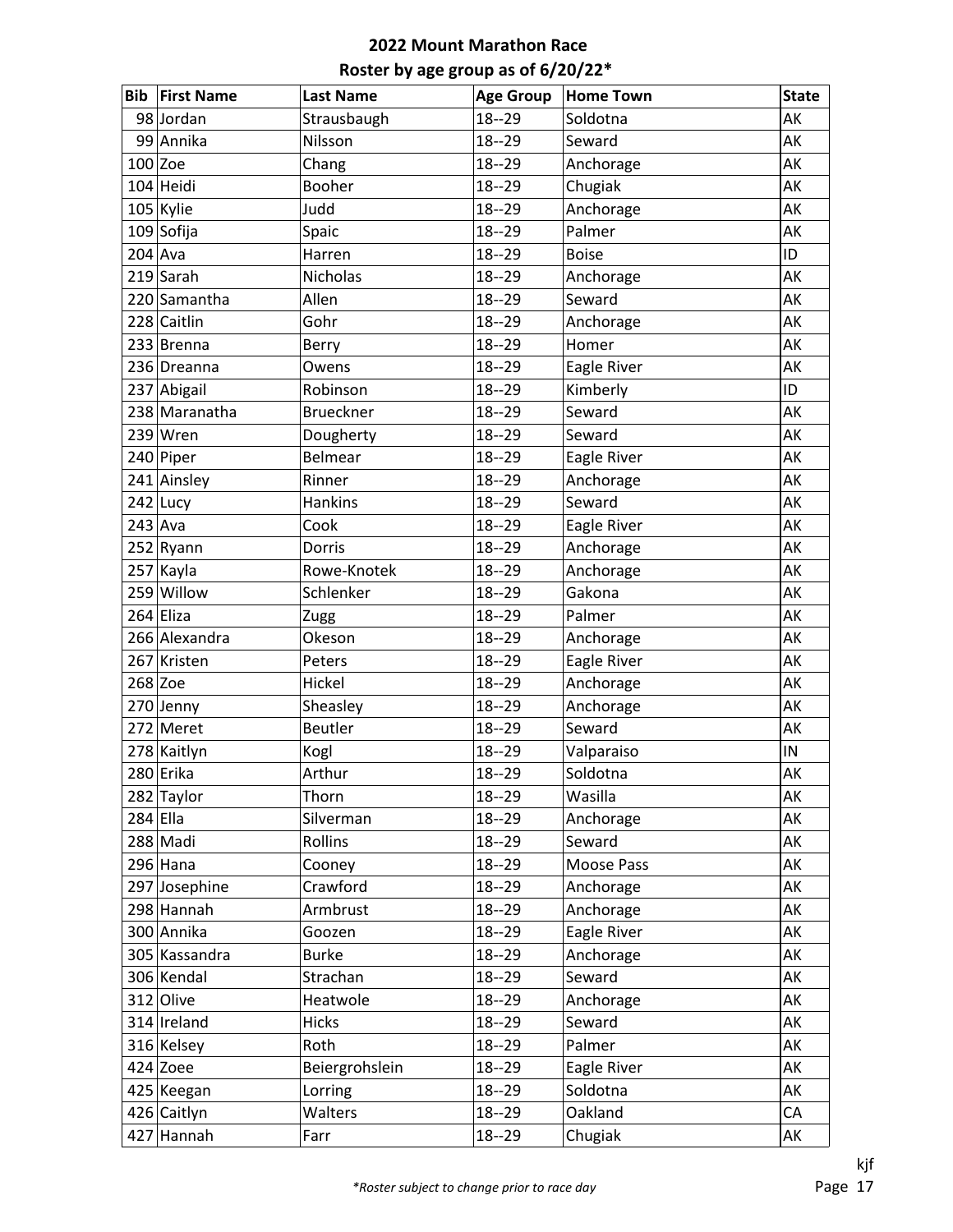# 2022 Mount Marathon Race
## Roster by age group as of 6/20/22*

| Bib | First Name | Last Name | Age Group | Home Town | State |
|---|---|---|---|---|---|
| 98 | Jordan | Strausbaugh | 18--29 | Soldotna | AK |
| 99 | Annika | Nilsson | 18--29 | Seward | AK |
| 100 | Zoe | Chang | 18--29 | Anchorage | AK |
| 104 | Heidi | Booher | 18--29 | Chugiak | AK |
| 105 | Kylie | Judd | 18--29 | Anchorage | AK |
| 109 | Sofija | Spaic | 18--29 | Palmer | AK |
| 204 | Ava | Harren | 18--29 | Boise | ID |
| 219 | Sarah | Nicholas | 18--29 | Anchorage | AK |
| 220 | Samantha | Allen | 18--29 | Seward | AK |
| 228 | Caitlin | Gohr | 18--29 | Anchorage | AK |
| 233 | Brenna | Berry | 18--29 | Homer | AK |
| 236 | Dreanna | Owens | 18--29 | Eagle River | AK |
| 237 | Abigail | Robinson | 18--29 | Kimberly | ID |
| 238 | Maranatha | Brueckner | 18--29 | Seward | AK |
| 239 | Wren | Dougherty | 18--29 | Seward | AK |
| 240 | Piper | Belmear | 18--29 | Eagle River | AK |
| 241 | Ainsley | Rinner | 18--29 | Anchorage | AK |
| 242 | Lucy | Hankins | 18--29 | Seward | AK |
| 243 | Ava | Cook | 18--29 | Eagle River | AK |
| 252 | Ryann | Dorris | 18--29 | Anchorage | AK |
| 257 | Kayla | Rowe-Knotek | 18--29 | Anchorage | AK |
| 259 | Willow | Schlenker | 18--29 | Gakona | AK |
| 264 | Eliza | Zugg | 18--29 | Palmer | AK |
| 266 | Alexandra | Okeson | 18--29 | Anchorage | AK |
| 267 | Kristen | Peters | 18--29 | Eagle River | AK |
| 268 | Zoe | Hickel | 18--29 | Anchorage | AK |
| 270 | Jenny | Sheasley | 18--29 | Anchorage | AK |
| 272 | Meret | Beutler | 18--29 | Seward | AK |
| 278 | Kaitlyn | Kogl | 18--29 | Valparaiso | IN |
| 280 | Erika | Arthur | 18--29 | Soldotna | AK |
| 282 | Taylor | Thorn | 18--29 | Wasilla | AK |
| 284 | Ella | Silverman | 18--29 | Anchorage | AK |
| 288 | Madi | Rollins | 18--29 | Seward | AK |
| 296 | Hana | Cooney | 18--29 | Moose Pass | AK |
| 297 | Josephine | Crawford | 18--29 | Anchorage | AK |
| 298 | Hannah | Armbrust | 18--29 | Anchorage | AK |
| 300 | Annika | Goozen | 18--29 | Eagle River | AK |
| 305 | Kassandra | Burke | 18--29 | Anchorage | AK |
| 306 | Kendal | Strachan | 18--29 | Seward | AK |
| 312 | Olive | Heatwole | 18--29 | Anchorage | AK |
| 314 | Ireland | Hicks | 18--29 | Seward | AK |
| 316 | Kelsey | Roth | 18--29 | Palmer | AK |
| 424 | Zoee | Beiergrohslein | 18--29 | Eagle River | AK |
| 425 | Keegan | Lorring | 18--29 | Soldotna | AK |
| 426 | Caitlyn | Walters | 18--29 | Oakland | CA |
| 427 | Hannah | Farr | 18--29 | Chugiak | AK |

*\*Roster subject to change prior to race day*

kjf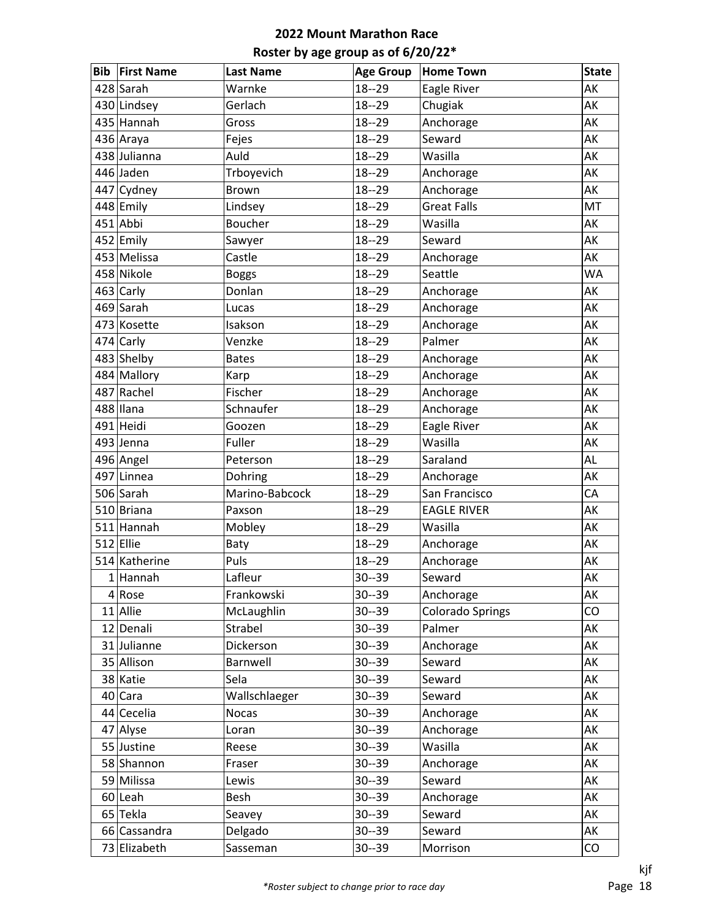# 2022 Mount Marathon Race

## Roster by age group as of 6/20/22*

| Bib | First Name | Last Name | Age Group | Home Town | State |
|---|---|---|---|---|---|
| 428 | Sarah | Warnke | 18--29 | Eagle River | AK |
| 430 | Lindsey | Gerlach | 18--29 | Chugiak | AK |
| 435 | Hannah | Gross | 18--29 | Anchorage | AK |
| 436 | Araya | Fejes | 18--29 | Seward | AK |
| 438 | Julianna | Auld | 18--29 | Wasilla | AK |
| 446 | Jaden | Trboyevich | 18--29 | Anchorage | AK |
| 447 | Cydney | Brown | 18--29 | Anchorage | AK |
| 448 | Emily | Lindsey | 18--29 | Great Falls | MT |
| 451 | Abbi | Boucher | 18--29 | Wasilla | AK |
| 452 | Emily | Sawyer | 18--29 | Seward | AK |
| 453 | Melissa | Castle | 18--29 | Anchorage | AK |
| 458 | Nikole | Boggs | 18--29 | Seattle | WA |
| 463 | Carly | Donlan | 18--29 | Anchorage | AK |
| 469 | Sarah | Lucas | 18--29 | Anchorage | AK |
| 473 | Kosette | Isakson | 18--29 | Anchorage | AK |
| 474 | Carly | Venzke | 18--29 | Palmer | AK |
| 483 | Shelby | Bates | 18--29 | Anchorage | AK |
| 484 | Mallory | Karp | 18--29 | Anchorage | AK |
| 487 | Rachel | Fischer | 18--29 | Anchorage | AK |
| 488 | Ilana | Schnaufer | 18--29 | Anchorage | AK |
| 491 | Heidi | Goozen | 18--29 | Eagle River | AK |
| 493 | Jenna | Fuller | 18--29 | Wasilla | AK |
| 496 | Angel | Peterson | 18--29 | Saraland | AL |
| 497 | Linnea | Dohring | 18--29 | Anchorage | AK |
| 506 | Sarah | Marino-Babcock | 18--29 | San Francisco | CA |
| 510 | Briana | Paxson | 18--29 | EAGLE RIVER | AK |
| 511 | Hannah | Mobley | 18--29 | Wasilla | AK |
| 512 | Ellie | Baty | 18--29 | Anchorage | AK |
| 514 | Katherine | Puls | 18--29 | Anchorage | AK |
| 1 | Hannah | Lafleur | 30--39 | Seward | AK |
| 4 | Rose | Frankowski | 30--39 | Anchorage | AK |
| 11 | Allie | McLaughlin | 30--39 | Colorado Springs | CO |
| 12 | Denali | Strabel | 30--39 | Palmer | AK |
| 31 | Julianne | Dickerson | 30--39 | Anchorage | AK |
| 35 | Allison | Barnwell | 30--39 | Seward | AK |
| 38 | Katie | Sela | 30--39 | Seward | AK |
| 40 | Cara | Wallschlaeger | 30--39 | Seward | AK |
| 44 | Cecelia | Nocas | 30--39 | Anchorage | AK |
| 47 | Alyse | Loran | 30--39 | Anchorage | AK |
| 55 | Justine | Reese | 30--39 | Wasilla | AK |
| 58 | Shannon | Fraser | 30--39 | Anchorage | AK |
| 59 | Milissa | Lewis | 30--39 | Seward | AK |
| 60 | Leah | Besh | 30--39 | Anchorage | AK |
| 65 | Tekla | Seavey | 30--39 | Seward | AK |
| 66 | Cassandra | Delgado | 30--39 | Seward | AK |
| 73 | Elizabeth | Sasseman | 30--39 | Morrison | CO |

*Roster subject to change prior to race day*

kjf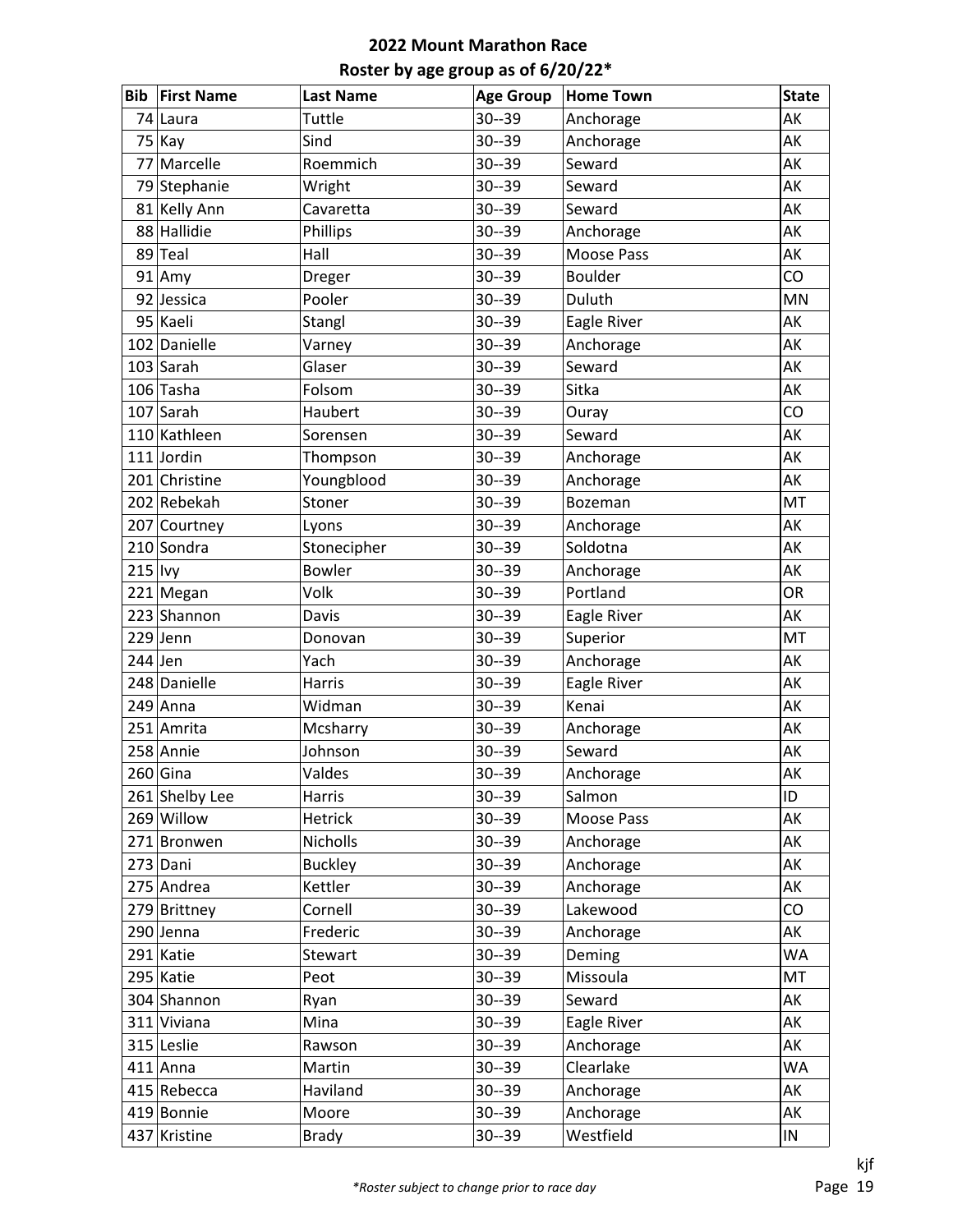# 2022 Mount Marathon Race

## Roster by age group as of 6/20/22*

| Bib | First Name | Last Name | Age Group | Home Town | State |
|---|---|---|---|---|---|
| 74 | Laura | Tuttle | 30--39 | Anchorage | AK |
| 75 | Kay | Sind | 30--39 | Anchorage | AK |
| 77 | Marcelle | Roemmich | 30--39 | Seward | AK |
| 79 | Stephanie | Wright | 30--39 | Seward | AK |
| 81 | Kelly Ann | Cavaretta | 30--39 | Seward | AK |
| 88 | Hallidie | Phillips | 30--39 | Anchorage | AK |
| 89 | Teal | Hall | 30--39 | Moose Pass | AK |
| 91 | Amy | Dreger | 30--39 | Boulder | CO |
| 92 | Jessica | Pooler | 30--39 | Duluth | MN |
| 95 | Kaeli | Stangl | 30--39 | Eagle River | AK |
| 102 | Danielle | Varney | 30--39 | Anchorage | AK |
| 103 | Sarah | Glaser | 30--39 | Seward | AK |
| 106 | Tasha | Folsom | 30--39 | Sitka | AK |
| 107 | Sarah | Haubert | 30--39 | Ouray | CO |
| 110 | Kathleen | Sorensen | 30--39 | Seward | AK |
| 111 | Jordin | Thompson | 30--39 | Anchorage | AK |
| 201 | Christine | Youngblood | 30--39 | Anchorage | AK |
| 202 | Rebekah | Stoner | 30--39 | Bozeman | MT |
| 207 | Courtney | Lyons | 30--39 | Anchorage | AK |
| 210 | Sondra | Stonecipher | 30--39 | Soldotna | AK |
| 215 | Ivy | Bowler | 30--39 | Anchorage | AK |
| 221 | Megan | Volk | 30--39 | Portland | OR |
| 223 | Shannon | Davis | 30--39 | Eagle River | AK |
| 229 | Jenn | Donovan | 30--39 | Superior | MT |
| 244 | Jen | Yach | 30--39 | Anchorage | AK |
| 248 | Danielle | Harris | 30--39 | Eagle River | AK |
| 249 | Anna | Widman | 30--39 | Kenai | AK |
| 251 | Amrita | Mcsharry | 30--39 | Anchorage | AK |
| 258 | Annie | Johnson | 30--39 | Seward | AK |
| 260 | Gina | Valdes | 30--39 | Anchorage | AK |
| 261 | Shelby Lee | Harris | 30--39 | Salmon | ID |
| 269 | Willow | Hetrick | 30--39 | Moose Pass | AK |
| 271 | Bronwen | Nicholls | 30--39 | Anchorage | AK |
| 273 | Dani | Buckley | 30--39 | Anchorage | AK |
| 275 | Andrea | Kettler | 30--39 | Anchorage | AK |
| 279 | Brittney | Cornell | 30--39 | Lakewood | CO |
| 290 | Jenna | Frederic | 30--39 | Anchorage | AK |
| 291 | Katie | Stewart | 30--39 | Deming | WA |
| 295 | Katie | Peot | 30--39 | Missoula | MT |
| 304 | Shannon | Ryan | 30--39 | Seward | AK |
| 311 | Viviana | Mina | 30--39 | Eagle River | AK |
| 315 | Leslie | Rawson | 30--39 | Anchorage | AK |
| 411 | Anna | Martin | 30--39 | Clearlake | WA |
| 415 | Rebecca | Haviland | 30--39 | Anchorage | AK |
| 419 | Bonnie | Moore | 30--39 | Anchorage | AK |
| 437 | Kristine | Brady | 30--39 | Westfield | IN |

*\*Roster subject to change prior to race day*

kjf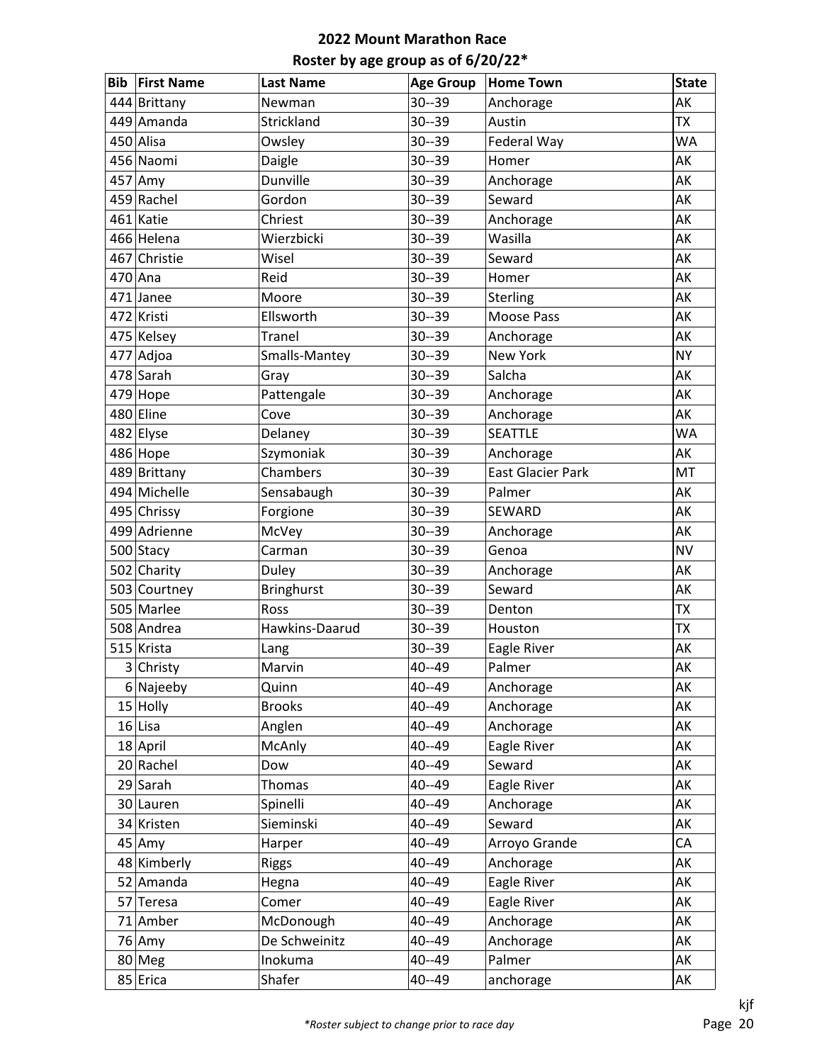# 2022 Mount Marathon Race

## Roster by age group as of 6/20/22*

| Bib | First Name | Last Name | Age Group | Home Town | State |
|---|---|---|---|---|---|
| 444 | Brittany | Newman | 30--39 | Anchorage | AK |
| 449 | Amanda | Strickland | 30--39 | Austin | TX |
| 450 | Alisa | Owsley | 30--39 | Federal Way | WA |
| 456 | Naomi | Daigle | 30--39 | Homer | AK |
| 457 | Amy | Dunville | 30--39 | Anchorage | AK |
| 459 | Rachel | Gordon | 30--39 | Seward | AK |
| 461 | Katie | Chriest | 30--39 | Anchorage | AK |
| 466 | Helena | Wierzbicki | 30--39 | Wasilla | AK |
| 467 | Christie | Wisel | 30--39 | Seward | AK |
| 470 | Ana | Reid | 30--39 | Homer | AK |
| 471 | Janee | Moore | 30--39 | Sterling | AK |
| 472 | Kristi | Ellsworth | 30--39 | Moose Pass | AK |
| 475 | Kelsey | Tranel | 30--39 | Anchorage | AK |
| 477 | Adjoa | Smalls-Mantey | 30--39 | New York | NY |
| 478 | Sarah | Gray | 30--39 | Salcha | AK |
| 479 | Hope | Pattengale | 30--39 | Anchorage | AK |
| 480 | Eline | Cove | 30--39 | Anchorage | AK |
| 482 | Elyse | Delaney | 30--39 | SEATTLE | WA |
| 486 | Hope | Szymoniak | 30--39 | Anchorage | AK |
| 489 | Brittany | Chambers | 30--39 | East Glacier Park | MT |
| 494 | Michelle | Sensabaugh | 30--39 | Palmer | AK |
| 495 | Chrissy | Forgione | 30--39 | SEWARD | AK |
| 499 | Adrienne | McVey | 30--39 | Anchorage | AK |
| 500 | Stacy | Carman | 30--39 | Genoa | NV |
| 502 | Charity | Duley | 30--39 | Anchorage | AK |
| 503 | Courtney | Bringhurst | 30--39 | Seward | AK |
| 505 | Marlee | Ross | 30--39 | Denton | TX |
| 508 | Andrea | Hawkins-Daarud | 30--39 | Houston | TX |
| 515 | Krista | Lang | 30--39 | Eagle River | AK |
| 3 | Christy | Marvin | 40--49 | Palmer | AK |
| 6 | Najeeby | Quinn | 40--49 | Anchorage | AK |
| 15 | Holly | Brooks | 40--49 | Anchorage | AK |
| 16 | Lisa | Anglen | 40--49 | Anchorage | AK |
| 18 | April | McAnly | 40--49 | Eagle River | AK |
| 20 | Rachel | Dow | 40--49 | Seward | AK |
| 29 | Sarah | Thomas | 40--49 | Eagle River | AK |
| 30 | Lauren | Spinelli | 40--49 | Anchorage | AK |
| 34 | Kristen | Sieminski | 40--49 | Seward | AK |
| 45 | Amy | Harper | 40--49 | Arroyo Grande | CA |
| 48 | Kimberly | Riggs | 40--49 | Anchorage | AK |
| 52 | Amanda | Hegna | 40--49 | Eagle River | AK |
| 57 | Teresa | Comer | 40--49 | Eagle River | AK |
| 71 | Amber | McDonough | 40--49 | Anchorage | AK |
| 76 | Amy | De Schweinitz | 40--49 | Anchorage | AK |
| 80 | Meg | Inokuma | 40--49 | Palmer | AK |
| 85 | Erica | Shafer | 40--49 | anchorage | AK |

*\*Roster subject to change prior to race day*

kjf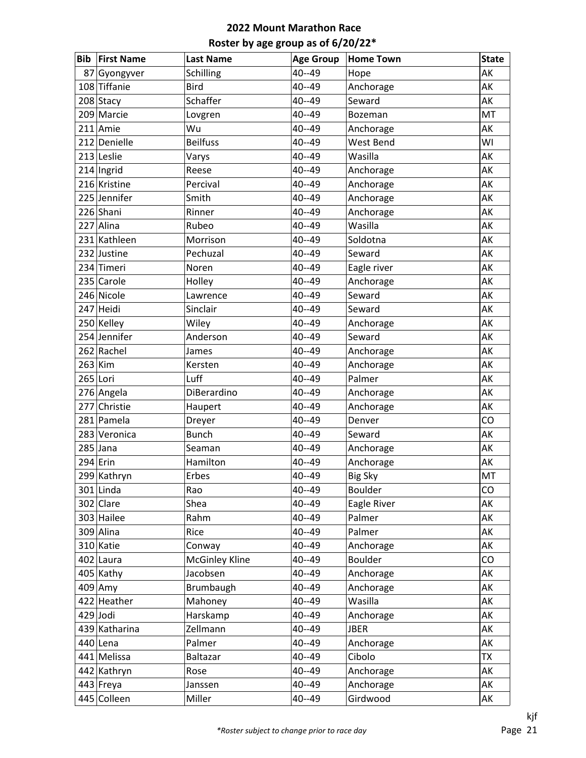# 2022 Mount Marathon Race

## Roster by age group as of 6/20/22*

| Bib | First Name | Last Name | Age Group | Home Town | State |
|---|---|---|---|---|---|
| 87 | Gyongyver | Schilling | 40--49 | Hope | AK |
| 108 | Tiffanie | Bird | 40--49 | Anchorage | AK |
| 208 | Stacy | Schaffer | 40--49 | Seward | AK |
| 209 | Marcie | Lovgren | 40--49 | Bozeman | MT |
| 211 | Amie | Wu | 40--49 | Anchorage | AK |
| 212 | Denielle | Beilfuss | 40--49 | West Bend | WI |
| 213 | Leslie | Varys | 40--49 | Wasilla | AK |
| 214 | Ingrid | Reese | 40--49 | Anchorage | AK |
| 216 | Kristine | Percival | 40--49 | Anchorage | AK |
| 225 | Jennifer | Smith | 40--49 | Anchorage | AK |
| 226 | Shani | Rinner | 40--49 | Anchorage | AK |
| 227 | Alina | Rubeo | 40--49 | Wasilla | AK |
| 231 | Kathleen | Morrison | 40--49 | Soldotna | AK |
| 232 | Justine | Pechuzal | 40--49 | Seward | AK |
| 234 | Timeri | Noren | 40--49 | Eagle river | AK |
| 235 | Carole | Holley | 40--49 | Anchorage | AK |
| 246 | Nicole | Lawrence | 40--49 | Seward | AK |
| 247 | Heidi | Sinclair | 40--49 | Seward | AK |
| 250 | Kelley | Wiley | 40--49 | Anchorage | AK |
| 254 | Jennifer | Anderson | 40--49 | Seward | AK |
| 262 | Rachel | James | 40--49 | Anchorage | AK |
| 263 | Kim | Kersten | 40--49 | Anchorage | AK |
| 265 | Lori | Luff | 40--49 | Palmer | AK |
| 276 | Angela | DiBerardino | 40--49 | Anchorage | AK |
| 277 | Christie | Haupert | 40--49 | Anchorage | AK |
| 281 | Pamela | Dreyer | 40--49 | Denver | CO |
| 283 | Veronica | Bunch | 40--49 | Seward | AK |
| 285 | Jana | Seaman | 40--49 | Anchorage | AK |
| 294 | Erin | Hamilton | 40--49 | Anchorage | AK |
| 299 | Kathryn | Erbes | 40--49 | Big Sky | MT |
| 301 | Linda | Rao | 40--49 | Boulder | CO |
| 302 | Clare | Shea | 40--49 | Eagle River | AK |
| 303 | Hailee | Rahm | 40--49 | Palmer | AK |
| 309 | Alina | Rice | 40--49 | Palmer | AK |
| 310 | Katie | Conway | 40--49 | Anchorage | AK |
| 402 | Laura | McGinley Kline | 40--49 | Boulder | CO |
| 405 | Kathy | Jacobsen | 40--49 | Anchorage | AK |
| 409 | Amy | Brumbaugh | 40--49 | Anchorage | AK |
| 422 | Heather | Mahoney | 40--49 | Wasilla | AK |
| 429 | Jodi | Harskamp | 40--49 | Anchorage | AK |
| 439 | Katharina | Zellmann | 40--49 | JBER | AK |
| 440 | Lena | Palmer | 40--49 | Anchorage | AK |
| 441 | Melissa | Baltazar | 40--49 | Cibolo | TX |
| 442 | Kathryn | Rose | 40--49 | Anchorage | AK |
| 443 | Freya | Janssen | 40--49 | Anchorage | AK |
| 445 | Colleen | Miller | 40--49 | Girdwood | AK |

kjf

*Roster subject to change prior to race day*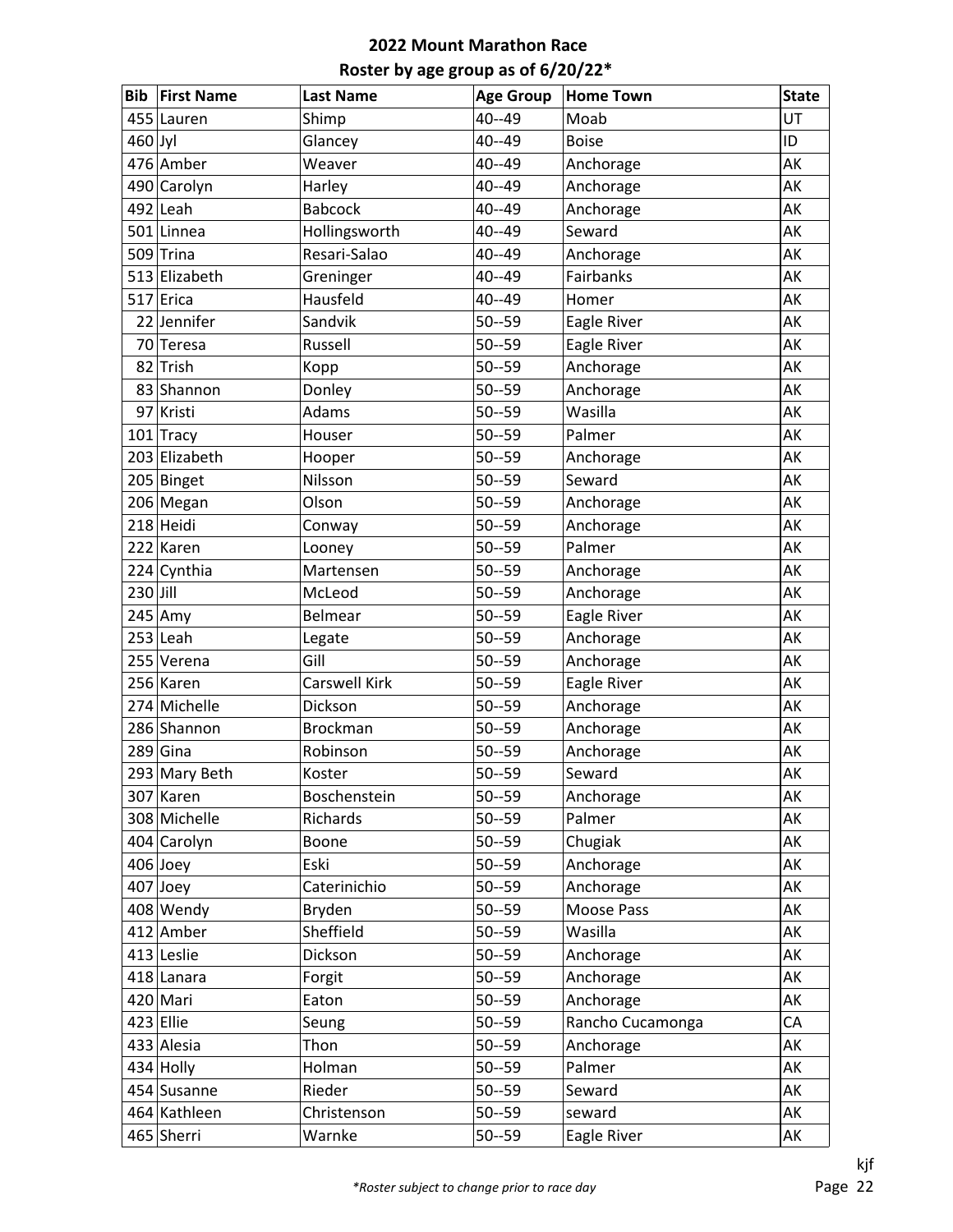# 2022 Mount Marathon Race

## Roster by age group as of 6/20/22*

| Bib | First Name | Last Name | Age Group | Home Town | State |
|---|---|---|---|---|---|
| 455 | Lauren | Shimp | 40--49 | Moab | UT |
| 460 | Jyl | Glancey | 40--49 | Boise | ID |
| 476 | Amber | Weaver | 40--49 | Anchorage | AK |
| 490 | Carolyn | Harley | 40--49 | Anchorage | AK |
| 492 | Leah | Babcock | 40--49 | Anchorage | AK |
| 501 | Linnea | Hollingsworth | 40--49 | Seward | AK |
| 509 | Trina | Resari-Salao | 40--49 | Anchorage | AK |
| 513 | Elizabeth | Greninger | 40--49 | Fairbanks | AK |
| 517 | Erica | Hausfeld | 40--49 | Homer | AK |
| 22 | Jennifer | Sandvik | 50--59 | Eagle River | AK |
| 70 | Teresa | Russell | 50--59 | Eagle River | AK |
| 82 | Trish | Kopp | 50--59 | Anchorage | AK |
| 83 | Shannon | Donley | 50--59 | Anchorage | AK |
| 97 | Kristi | Adams | 50--59 | Wasilla | AK |
| 101 | Tracy | Houser | 50--59 | Palmer | AK |
| 203 | Elizabeth | Hooper | 50--59 | Anchorage | AK |
| 205 | Binget | Nilsson | 50--59 | Seward | AK |
| 206 | Megan | Olson | 50--59 | Anchorage | AK |
| 218 | Heidi | Conway | 50--59 | Anchorage | AK |
| 222 | Karen | Looney | 50--59 | Palmer | AK |
| 224 | Cynthia | Martensen | 50--59 | Anchorage | AK |
| 230 | Jill | McLeod | 50--59 | Anchorage | AK |
| 245 | Amy | Belmear | 50--59 | Eagle River | AK |
| 253 | Leah | Legate | 50--59 | Anchorage | AK |
| 255 | Verena | Gill | 50--59 | Anchorage | AK |
| 256 | Karen | Carswell Kirk | 50--59 | Eagle River | AK |
| 274 | Michelle | Dickson | 50--59 | Anchorage | AK |
| 286 | Shannon | Brockman | 50--59 | Anchorage | AK |
| 289 | Gina | Robinson | 50--59 | Anchorage | AK |
| 293 | Mary Beth | Koster | 50--59 | Seward | AK |
| 307 | Karen | Boschenstein | 50--59 | Anchorage | AK |
| 308 | Michelle | Richards | 50--59 | Palmer | AK |
| 404 | Carolyn | Boone | 50--59 | Chugiak | AK |
| 406 | Joey | Eski | 50--59 | Anchorage | AK |
| 407 | Joey | Caterinichio | 50--59 | Anchorage | AK |
| 408 | Wendy | Bryden | 50--59 | Moose Pass | AK |
| 412 | Amber | Sheffield | 50--59 | Wasilla | AK |
| 413 | Leslie | Dickson | 50--59 | Anchorage | AK |
| 418 | Lanara | Forgit | 50--59 | Anchorage | AK |
| 420 | Mari | Eaton | 50--59 | Anchorage | AK |
| 423 | Ellie | Seung | 50--59 | Rancho Cucamonga | CA |
| 433 | Alesia | Thon | 50--59 | Anchorage | AK |
| 434 | Holly | Holman | 50--59 | Palmer | AK |
| 454 | Susanne | Rieder | 50--59 | Seward | AK |
| 464 | Kathleen | Christenson | 50--59 | seward | AK |
| 465 | Sherri | Warnke | 50--59 | Eagle River | AK |

*\*Roster subject to change prior to race day*

kjf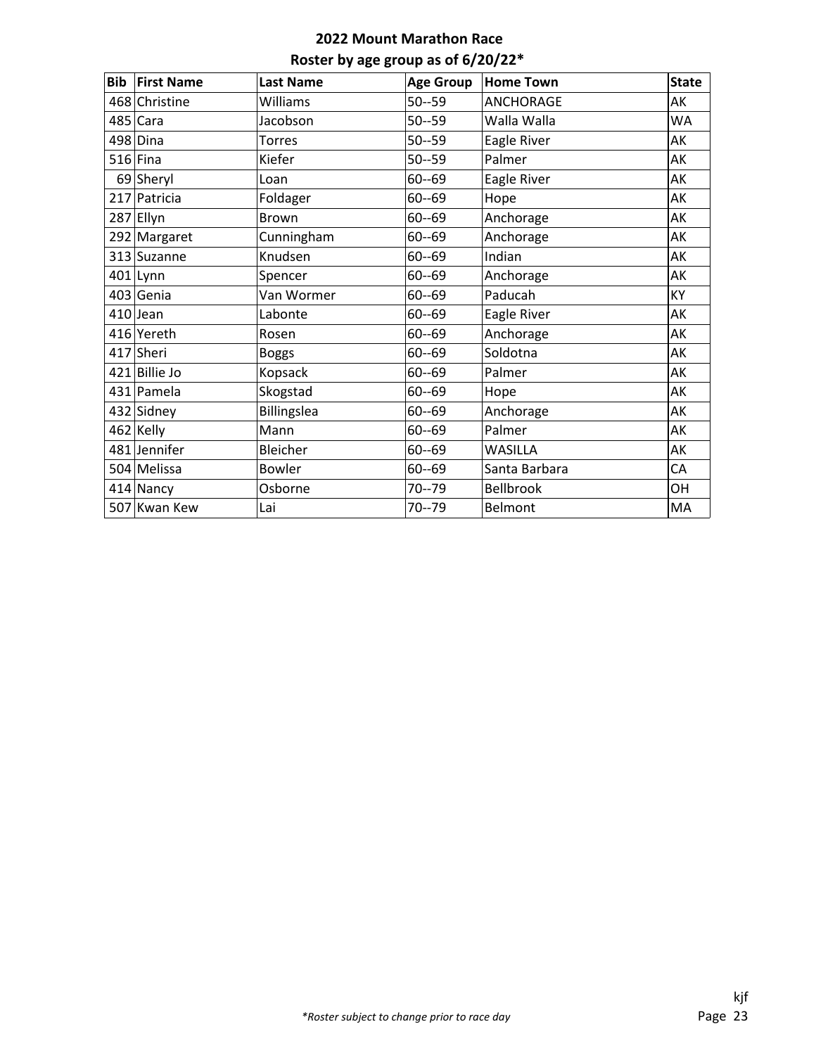**2022 Mount Marathon Race**

**Roster by age group as of 6/20/22***

| Bib | First Name | Last Name | Age Group | Home Town | State |
|---|---|---|---|---|---|
| 468 | Christine | Williams | 50--59 | ANCHORAGE | AK |
| 485 | Cara | Jacobson | 50--59 | Walla Walla | WA |
| 498 | Dina | Torres | 50--59 | Eagle River | AK |
| 516 | Fina | Kiefer | 50--59 | Palmer | AK |
| 69 | Sheryl | Loan | 60--69 | Eagle River | AK |
| 217 | Patricia | Foldager | 60--69 | Hope | AK |
| 287 | Ellyn | Brown | 60--69 | Anchorage | AK |
| 292 | Margaret | Cunningham | 60--69 | Anchorage | AK |
| 313 | Suzanne | Knudsen | 60--69 | Indian | AK |
| 401 | Lynn | Spencer | 60--69 | Anchorage | AK |
| 403 | Genia | Van Wormer | 60--69 | Paducah | KY |
| 410 | Jean | Labonte | 60--69 | Eagle River | AK |
| 416 | Yereth | Rosen | 60--69 | Anchorage | AK |
| 417 | Sheri | Boggs | 60--69 | Soldotna | AK |
| 421 | Billie Jo | Kopsack | 60--69 | Palmer | AK |
| 431 | Pamela | Skogstad | 60--69 | Hope | AK |
| 432 | Sidney | Billingslea | 60--69 | Anchorage | AK |
| 462 | Kelly | Mann | 60--69 | Palmer | AK |
| 481 | Jennifer | Bleicher | 60--69 | WASILLA | AK |
| 504 | Melissa | Bowler | 60--69 | Santa Barbara | CA |
| 414 | Nancy | Osborne | 70--79 | Bellbrook | OH |
| 507 | Kwan Kew | Lai | 70--79 | Belmont | MA |

kjf

*\*Roster subject to change prior to race day*